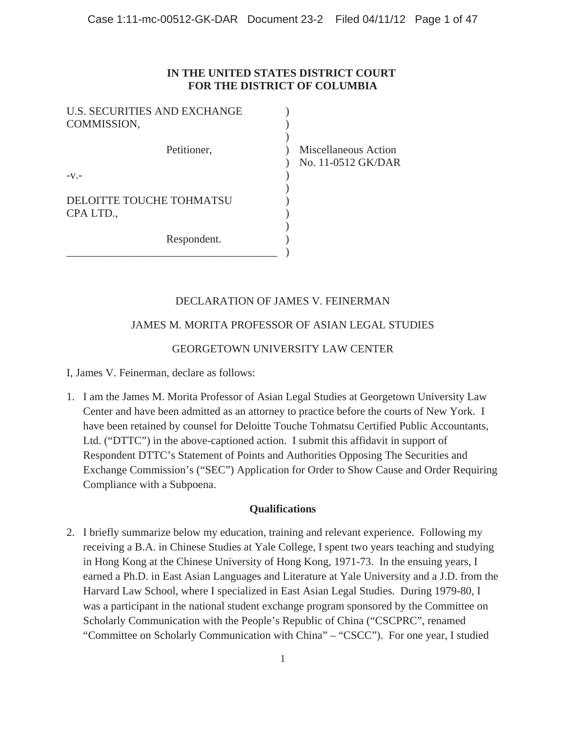**IN THE UNITED STATES DISTRICT COURT**
**FOR THE DISTRICT OF COLUMBIA**

| | | |
|---|---|---|
| U.S. SECURITIES AND EXCHANGE COMMISSION, | ) | |
| Petitioner, | ) | Miscellaneous Action No. 11-0512 GK/DAR |
| -v.- | ) | |
| DELOITTE TOUCHE TOHMATSU CPA LTD., | ) | |
| Respondent. | ) | |

DECLARATION OF JAMES V. FEINERMAN

JAMES M. MORITA PROFESSOR OF ASIAN LEGAL STUDIES

GEORGETOWN UNIVERSITY LAW CENTER

I, James V. Feinerman, declare as follows:

1. I am the James M. Morita Professor of Asian Legal Studies at Georgetown University Law Center and have been admitted as an attorney to practice before the courts of New York. I have been retained by counsel for Deloitte Touche Tohmatsu Certified Public Accountants, Ltd. ("DTTC") in the above-captioned action. I submit this affidavit in support of Respondent DTTC's Statement of Points and Authorities Opposing The Securities and Exchange Commission's ("SEC") Application for Order to Show Cause and Order Requiring Compliance with a Subpoena.

**Qualifications**

2. I briefly summarize below my education, training and relevant experience. Following my receiving a B.A. in Chinese Studies at Yale College, I spent two years teaching and studying in Hong Kong at the Chinese University of Hong Kong, 1971-73. In the ensuing years, I earned a Ph.D. in East Asian Languages and Literature at Yale University and a J.D. from the Harvard Law School, where I specialized in East Asian Legal Studies. During 1979-80, I was a participant in the national student exchange program sponsored by the Committee on Scholarly Communication with the People's Republic of China ("CSCPRC", renamed "Committee on Scholarly Communication with China" – "CSCC"). For one year, I studied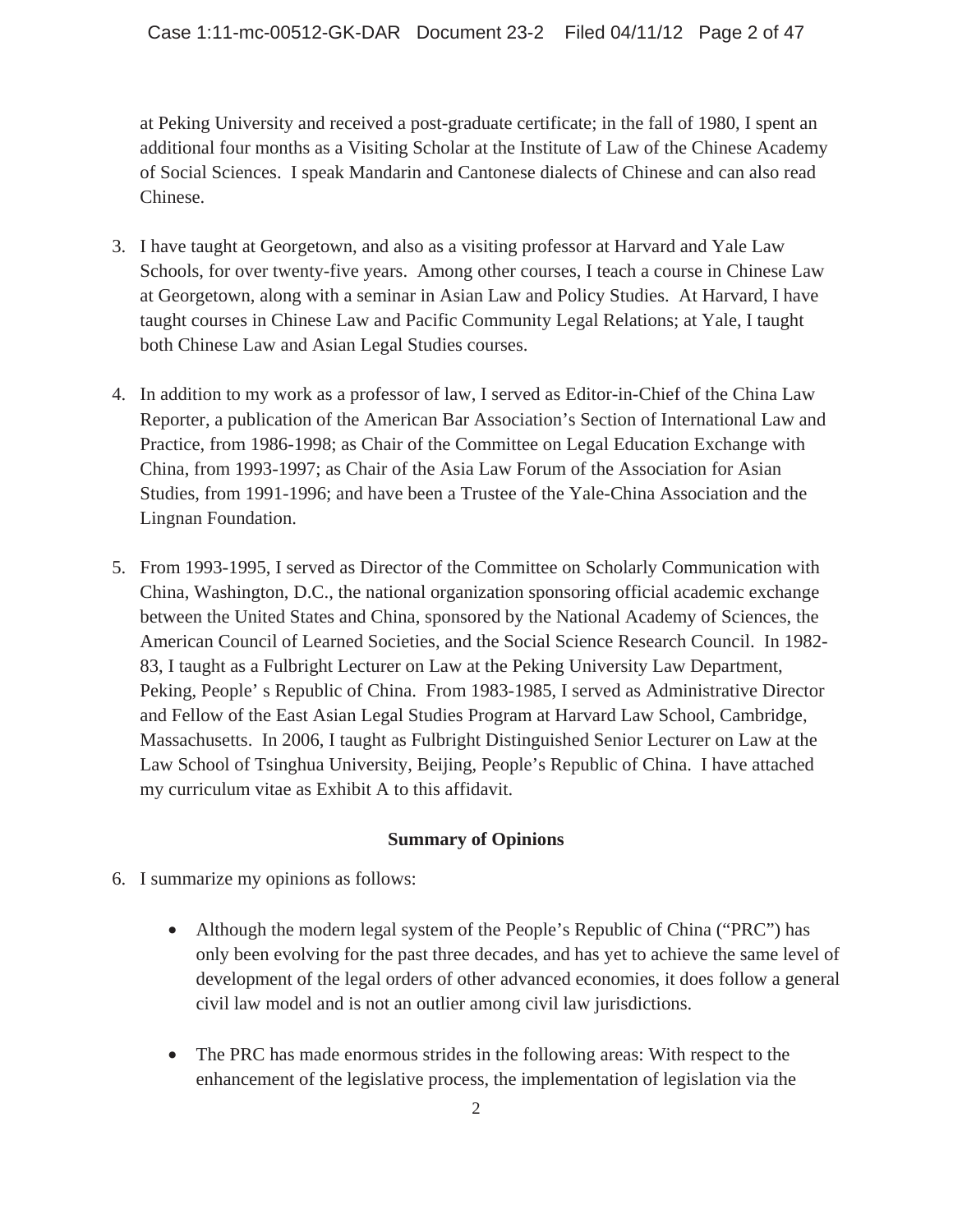at Peking University and received a post-graduate certificate; in the fall of 1980, I spent an additional four months as a Visiting Scholar at the Institute of Law of the Chinese Academy of Social Sciences. I speak Mandarin and Cantonese dialects of Chinese and can also read Chinese.

3. I have taught at Georgetown, and also as a visiting professor at Harvard and Yale Law Schools, for over twenty-five years. Among other courses, I teach a course in Chinese Law at Georgetown, along with a seminar in Asian Law and Policy Studies. At Harvard, I have taught courses in Chinese Law and Pacific Community Legal Relations; at Yale, I taught both Chinese Law and Asian Legal Studies courses.

4. In addition to my work as a professor of law, I served as Editor-in-Chief of the China Law Reporter, a publication of the American Bar Association's Section of International Law and Practice, from 1986-1998; as Chair of the Committee on Legal Education Exchange with China, from 1993-1997; as Chair of the Asia Law Forum of the Association for Asian Studies, from 1991-1996; and have been a Trustee of the Yale-China Association and the Lingnan Foundation.

5. From 1993-1995, I served as Director of the Committee on Scholarly Communication with China, Washington, D.C., the national organization sponsoring official academic exchange between the United States and China, sponsored by the National Academy of Sciences, the American Council of Learned Societies, and the Social Science Research Council. In 1982-83, I taught as a Fulbright Lecturer on Law at the Peking University Law Department, Peking, People' s Republic of China. From 1983-1985, I served as Administrative Director and Fellow of the East Asian Legal Studies Program at Harvard Law School, Cambridge, Massachusetts. In 2006, I taught as Fulbright Distinguished Senior Lecturer on Law at the Law School of Tsinghua University, Beijing, People's Republic of China. I have attached my curriculum vitae as Exhibit A to this affidavit.

**Summary of Opinions**

6. I summarize my opinions as follows:

   - Although the modern legal system of the People's Republic of China ("PRC") has only been evolving for the past three decades, and has yet to achieve the same level of development of the legal orders of other advanced economies, it does follow a general civil law model and is not an outlier among civil law jurisdictions.

   - The PRC has made enormous strides in the following areas: With respect to the enhancement of the legislative process, the implementation of legislation via the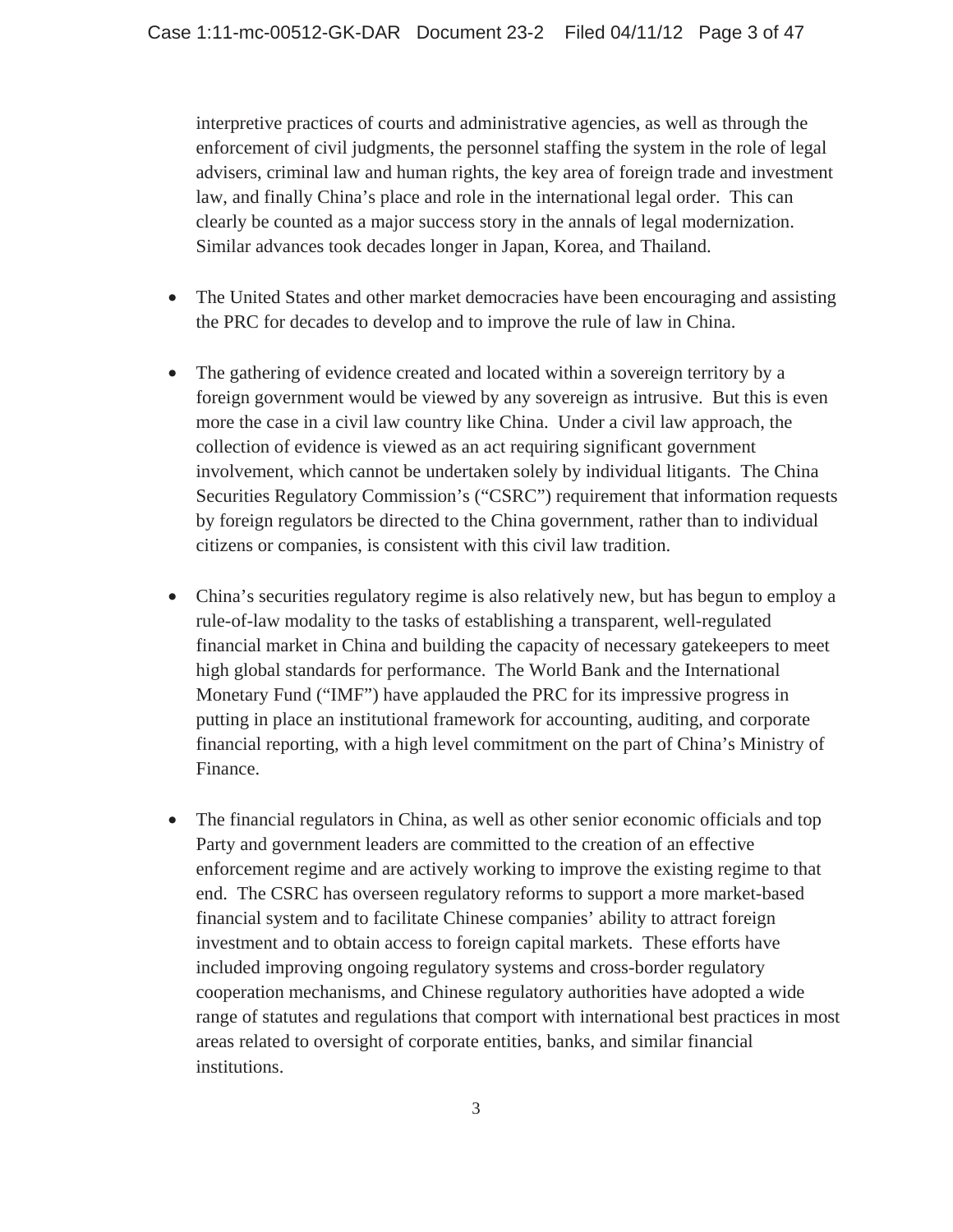interpretive practices of courts and administrative agencies, as well as through the enforcement of civil judgments, the personnel staffing the system in the role of legal advisers, criminal law and human rights, the key area of foreign trade and investment law, and finally China's place and role in the international legal order. This can clearly be counted as a major success story in the annals of legal modernization. Similar advances took decades longer in Japan, Korea, and Thailand.

- The United States and other market democracies have been encouraging and assisting the PRC for decades to develop and to improve the rule of law in China.

- The gathering of evidence created and located within a sovereign territory by a foreign government would be viewed by any sovereign as intrusive. But this is even more the case in a civil law country like China. Under a civil law approach, the collection of evidence is viewed as an act requiring significant government involvement, which cannot be undertaken solely by individual litigants. The China Securities Regulatory Commission's ("CSRC") requirement that information requests by foreign regulators be directed to the China government, rather than to individual citizens or companies, is consistent with this civil law tradition.

- China's securities regulatory regime is also relatively new, but has begun to employ a rule-of-law modality to the tasks of establishing a transparent, well-regulated financial market in China and building the capacity of necessary gatekeepers to meet high global standards for performance. The World Bank and the International Monetary Fund ("IMF") have applauded the PRC for its impressive progress in putting in place an institutional framework for accounting, auditing, and corporate financial reporting, with a high level commitment on the part of China's Ministry of Finance.

- The financial regulators in China, as well as other senior economic officials and top Party and government leaders are committed to the creation of an effective enforcement regime and are actively working to improve the existing regime to that end. The CSRC has overseen regulatory reforms to support a more market-based financial system and to facilitate Chinese companies' ability to attract foreign investment and to obtain access to foreign capital markets. These efforts have included improving ongoing regulatory systems and cross-border regulatory cooperation mechanisms, and Chinese regulatory authorities have adopted a wide range of statutes and regulations that comport with international best practices in most areas related to oversight of corporate entities, banks, and similar financial institutions.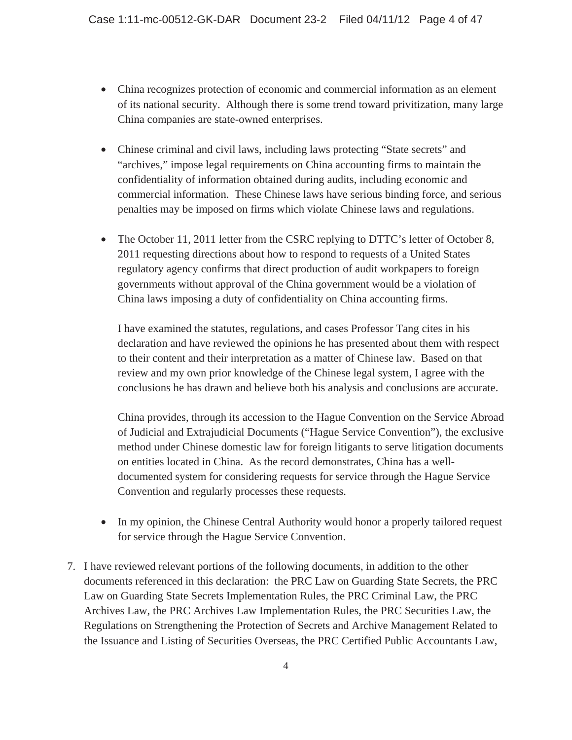- China recognizes protection of economic and commercial information as an element of its national security. Although there is some trend toward privitization, many large China companies are state-owned enterprises.

- Chinese criminal and civil laws, including laws protecting "State secrets" and "archives," impose legal requirements on China accounting firms to maintain the confidentiality of information obtained during audits, including economic and commercial information. These Chinese laws have serious binding force, and serious penalties may be imposed on firms which violate Chinese laws and regulations.

- The October 11, 2011 letter from the CSRC replying to DTTC's letter of October 8, 2011 requesting directions about how to respond to requests of a United States regulatory agency confirms that direct production of audit workpapers to foreign governments without approval of the China government would be a violation of China laws imposing a duty of confidentiality on China accounting firms.

  I have examined the statutes, regulations, and cases Professor Tang cites in his declaration and have reviewed the opinions he has presented about them with respect to their content and their interpretation as a matter of Chinese law. Based on that review and my own prior knowledge of the Chinese legal system, I agree with the conclusions he has drawn and believe both his analysis and conclusions are accurate.

  China provides, through its accession to the Hague Convention on the Service Abroad of Judicial and Extrajudicial Documents ("Hague Service Convention"), the exclusive method under Chinese domestic law for foreign litigants to serve litigation documents on entities located in China. As the record demonstrates, China has a well-documented system for considering requests for service through the Hague Service Convention and regularly processes these requests.

- In my opinion, the Chinese Central Authority would honor a properly tailored request for service through the Hague Service Convention.

7. I have reviewed relevant portions of the following documents, in addition to the other documents referenced in this declaration: the PRC Law on Guarding State Secrets, the PRC Law on Guarding State Secrets Implementation Rules, the PRC Criminal Law, the PRC Archives Law, the PRC Archives Law Implementation Rules, the PRC Securities Law, the Regulations on Strengthening the Protection of Secrets and Archive Management Related to the Issuance and Listing of Securities Overseas, the PRC Certified Public Accountants Law,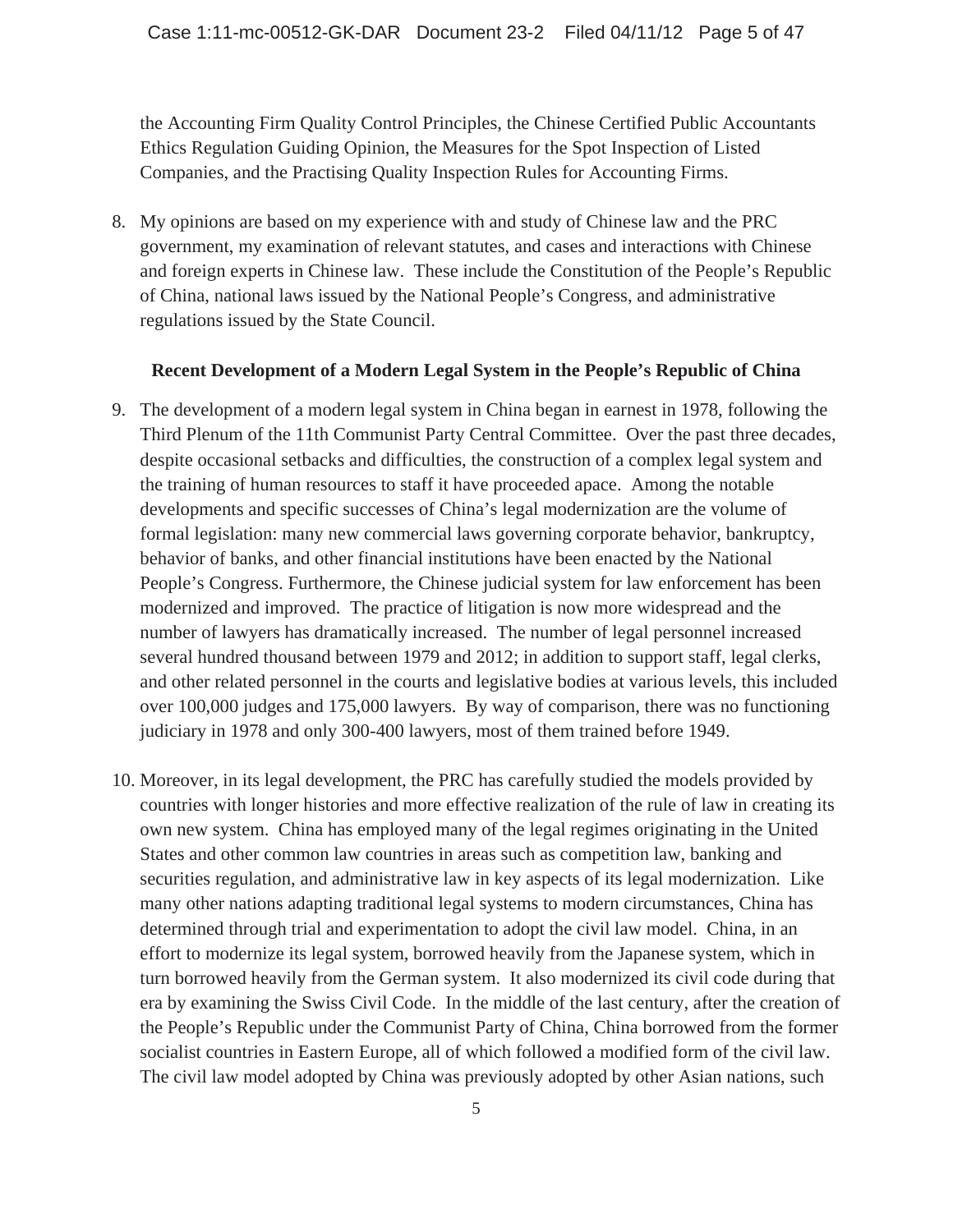the Accounting Firm Quality Control Principles, the Chinese Certified Public Accountants Ethics Regulation Guiding Opinion, the Measures for the Spot Inspection of Listed Companies, and the Practising Quality Inspection Rules for Accounting Firms.

8. My opinions are based on my experience with and study of Chinese law and the PRC government, my examination of relevant statutes, and cases and interactions with Chinese and foreign experts in Chinese law. These include the Constitution of the People's Republic of China, national laws issued by the National People's Congress, and administrative regulations issued by the State Council.

**Recent Development of a Modern Legal System in the People's Republic of China**

9. The development of a modern legal system in China began in earnest in 1978, following the Third Plenum of the 11th Communist Party Central Committee. Over the past three decades, despite occasional setbacks and difficulties, the construction of a complex legal system and the training of human resources to staff it have proceeded apace. Among the notable developments and specific successes of China's legal modernization are the volume of formal legislation: many new commercial laws governing corporate behavior, bankruptcy, behavior of banks, and other financial institutions have been enacted by the National People's Congress. Furthermore, the Chinese judicial system for law enforcement has been modernized and improved. The practice of litigation is now more widespread and the number of lawyers has dramatically increased. The number of legal personnel increased several hundred thousand between 1979 and 2012; in addition to support staff, legal clerks, and other related personnel in the courts and legislative bodies at various levels, this included over 100,000 judges and 175,000 lawyers. By way of comparison, there was no functioning judiciary in 1978 and only 300-400 lawyers, most of them trained before 1949.

10. Moreover, in its legal development, the PRC has carefully studied the models provided by countries with longer histories and more effective realization of the rule of law in creating its own new system. China has employed many of the legal regimes originating in the United States and other common law countries in areas such as competition law, banking and securities regulation, and administrative law in key aspects of its legal modernization. Like many other nations adapting traditional legal systems to modern circumstances, China has determined through trial and experimentation to adopt the civil law model. China, in an effort to modernize its legal system, borrowed heavily from the Japanese system, which in turn borrowed heavily from the German system. It also modernized its civil code during that era by examining the Swiss Civil Code. In the middle of the last century, after the creation of the People's Republic under the Communist Party of China, China borrowed from the former socialist countries in Eastern Europe, all of which followed a modified form of the civil law. The civil law model adopted by China was previously adopted by other Asian nations, such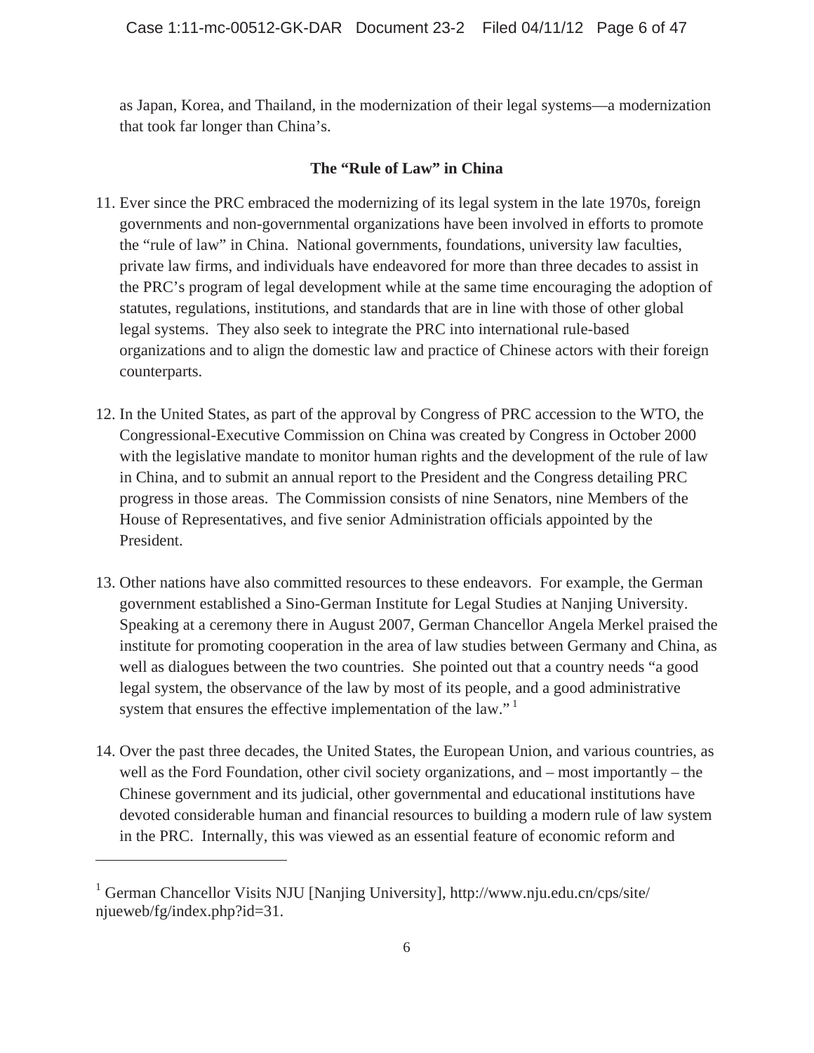as Japan, Korea, and Thailand, in the modernization of their legal systems—a modernization that took far longer than China's.

## The "Rule of Law" in China

11. Ever since the PRC embraced the modernizing of its legal system in the late 1970s, foreign governments and non-governmental organizations have been involved in efforts to promote the "rule of law" in China. National governments, foundations, university law faculties, private law firms, and individuals have endeavored for more than three decades to assist in the PRC's program of legal development while at the same time encouraging the adoption of statutes, regulations, institutions, and standards that are in line with those of other global legal systems. They also seek to integrate the PRC into international rule-based organizations and to align the domestic law and practice of Chinese actors with their foreign counterparts.

12. In the United States, as part of the approval by Congress of PRC accession to the WTO, the Congressional-Executive Commission on China was created by Congress in October 2000 with the legislative mandate to monitor human rights and the development of the rule of law in China, and to submit an annual report to the President and the Congress detailing PRC progress in those areas. The Commission consists of nine Senators, nine Members of the House of Representatives, and five senior Administration officials appointed by the President.

13. Other nations have also committed resources to these endeavors. For example, the German government established a Sino-German Institute for Legal Studies at Nanjing University. Speaking at a ceremony there in August 2007, German Chancellor Angela Merkel praised the institute for promoting cooperation in the area of law studies between Germany and China, as well as dialogues between the two countries. She pointed out that a country needs "a good legal system, the observance of the law by most of its people, and a good administrative system that ensures the effective implementation of the law." [1]

14. Over the past three decades, the United States, the European Union, and various countries, as well as the Ford Foundation, other civil society organizations, and – most importantly – the Chinese government and its judicial, other governmental and educational institutions have devoted considerable human and financial resources to building a modern rule of law system in the PRC. Internally, this was viewed as an essential feature of economic reform and

---

[1] German Chancellor Visits NJU [Nanjing University], http://www.nju.edu.cn/cps/site/njueweb/fg/index.php?id=31.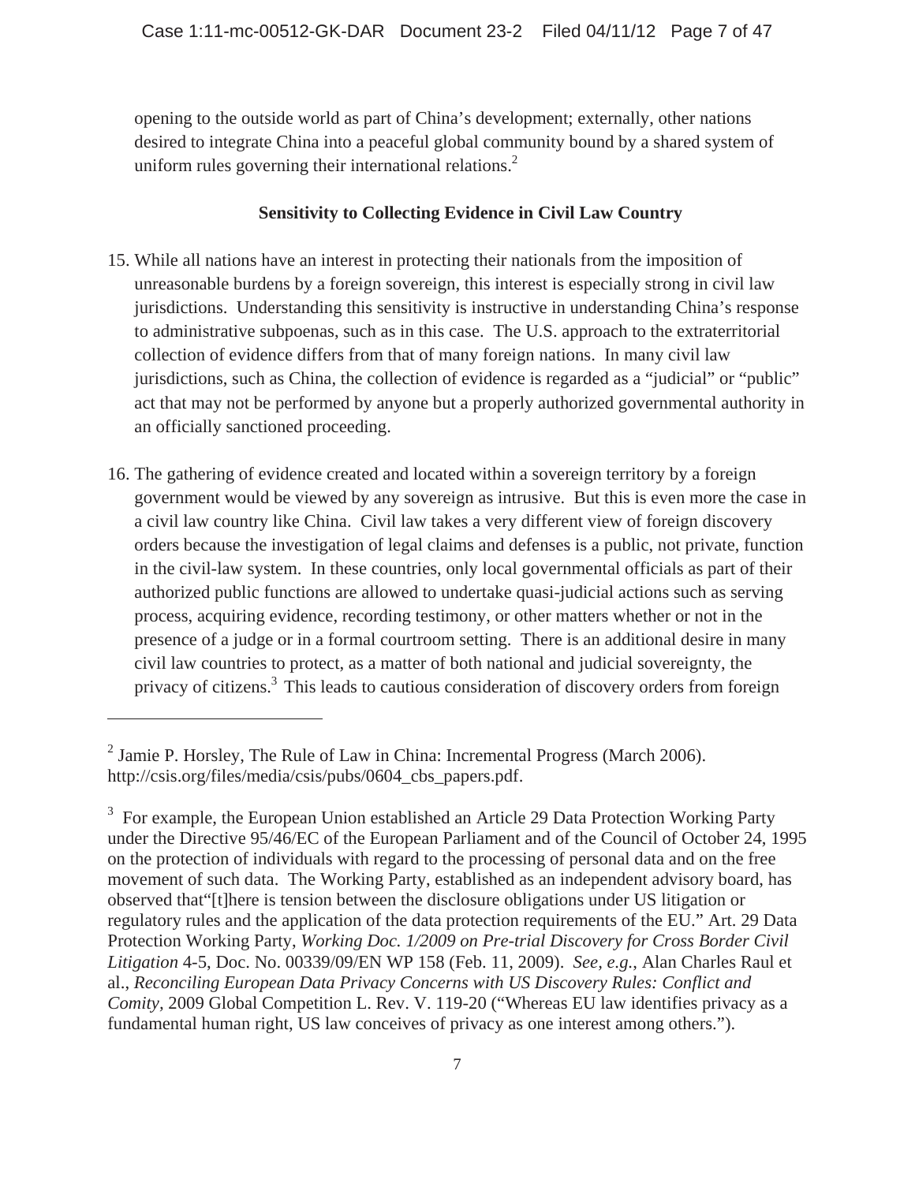opening to the outside world as part of China's development; externally, other nations desired to integrate China into a peaceful global community bound by a shared system of uniform rules governing their international relations.[2]

**Sensitivity to Collecting Evidence in Civil Law Country**

15. While all nations have an interest in protecting their nationals from the imposition of unreasonable burdens by a foreign sovereign, this interest is especially strong in civil law jurisdictions. Understanding this sensitivity is instructive in understanding China's response to administrative subpoenas, such as in this case. The U.S. approach to the extraterritorial collection of evidence differs from that of many foreign nations. In many civil law jurisdictions, such as China, the collection of evidence is regarded as a "judicial" or "public" act that may not be performed by anyone but a properly authorized governmental authority in an officially sanctioned proceeding.

16. The gathering of evidence created and located within a sovereign territory by a foreign government would be viewed by any sovereign as intrusive. But this is even more the case in a civil law country like China. Civil law takes a very different view of foreign discovery orders because the investigation of legal claims and defenses is a public, not private, function in the civil-law system. In these countries, only local governmental officials as part of their authorized public functions are allowed to undertake quasi-judicial actions such as serving process, acquiring evidence, recording testimony, or other matters whether or not in the presence of a judge or in a formal courtroom setting. There is an additional desire in many civil law countries to protect, as a matter of both national and judicial sovereignty, the privacy of citizens.[3] This leads to cautious consideration of discovery orders from foreign

---

[2] Jamie P. Horsley, The Rule of Law in China: Incremental Progress (March 2006). http://csis.org/files/media/csis/pubs/0604_cbs_papers.pdf.

[3] For example, the European Union established an Article 29 Data Protection Working Party under the Directive 95/46/EC of the European Parliament and of the Council of October 24, 1995 on the protection of individuals with regard to the processing of personal data and on the free movement of such data. The Working Party, established as an independent advisory board, has observed that"[t]here is tension between the disclosure obligations under US litigation or regulatory rules and the application of the data protection requirements of the EU." Art. 29 Data Protection Working Party, *Working Doc. 1/2009 on Pre-trial Discovery for Cross Border Civil Litigation* 4-5, Doc. No. 00339/09/EN WP 158 (Feb. 11, 2009). *See, e.g.*, Alan Charles Raul et al., *Reconciling European Data Privacy Concerns with US Discovery Rules: Conflict and Comity*, 2009 Global Competition L. Rev. V. 119-20 ("Whereas EU law identifies privacy as a fundamental human right, US law conceives of privacy as one interest among others.").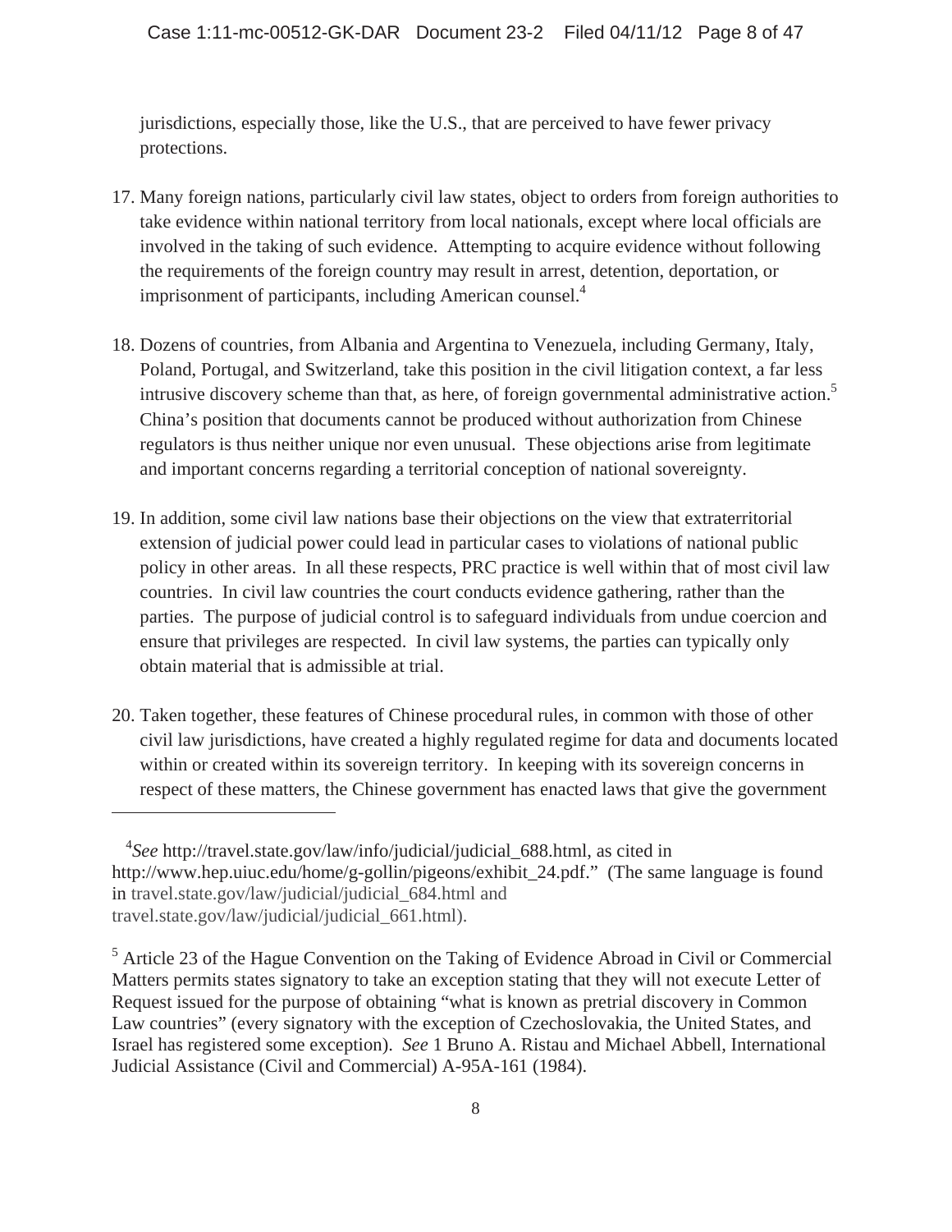jurisdictions, especially those, like the U.S., that are perceived to have fewer privacy protections.

17. Many foreign nations, particularly civil law states, object to orders from foreign authorities to take evidence within national territory from local nationals, except where local officials are involved in the taking of such evidence. Attempting to acquire evidence without following the requirements of the foreign country may result in arrest, detention, deportation, or imprisonment of participants, including American counsel.[4]

18. Dozens of countries, from Albania and Argentina to Venezuela, including Germany, Italy, Poland, Portugal, and Switzerland, take this position in the civil litigation context, a far less intrusive discovery scheme than that, as here, of foreign governmental administrative action.[5] China's position that documents cannot be produced without authorization from Chinese regulators is thus neither unique nor even unusual. These objections arise from legitimate and important concerns regarding a territorial conception of national sovereignty.

19. In addition, some civil law nations base their objections on the view that extraterritorial extension of judicial power could lead in particular cases to violations of national public policy in other areas. In all these respects, PRC practice is well within that of most civil law countries. In civil law countries the court conducts evidence gathering, rather than the parties. The purpose of judicial control is to safeguard individuals from undue coercion and ensure that privileges are respected. In civil law systems, the parties can typically only obtain material that is admissible at trial.

20. Taken together, these features of Chinese procedural rules, in common with those of other civil law jurisdictions, have created a highly regulated regime for data and documents located within or created within its sovereign territory. In keeping with its sovereign concerns in respect of these matters, the Chinese government has enacted laws that give the government

---

[4] *See* http://travel.state.gov/law/info/judicial/judicial_688.html, as cited in http://www.hep.uiuc.edu/home/g-gollin/pigeons/exhibit_24.pdf." (The same language is found in travel.state.gov/law/judicial/judicial_684.html and travel.state.gov/law/judicial/judicial_661.html).

[5] Article 23 of the Hague Convention on the Taking of Evidence Abroad in Civil or Commercial Matters permits states signatory to take an exception stating that they will not execute Letter of Request issued for the purpose of obtaining "what is known as pretrial discovery in Common Law countries" (every signatory with the exception of Czechoslovakia, the United States, and Israel has registered some exception). *See* 1 Bruno A. Ristau and Michael Abbell, International Judicial Assistance (Civil and Commercial) A-95A-161 (1984).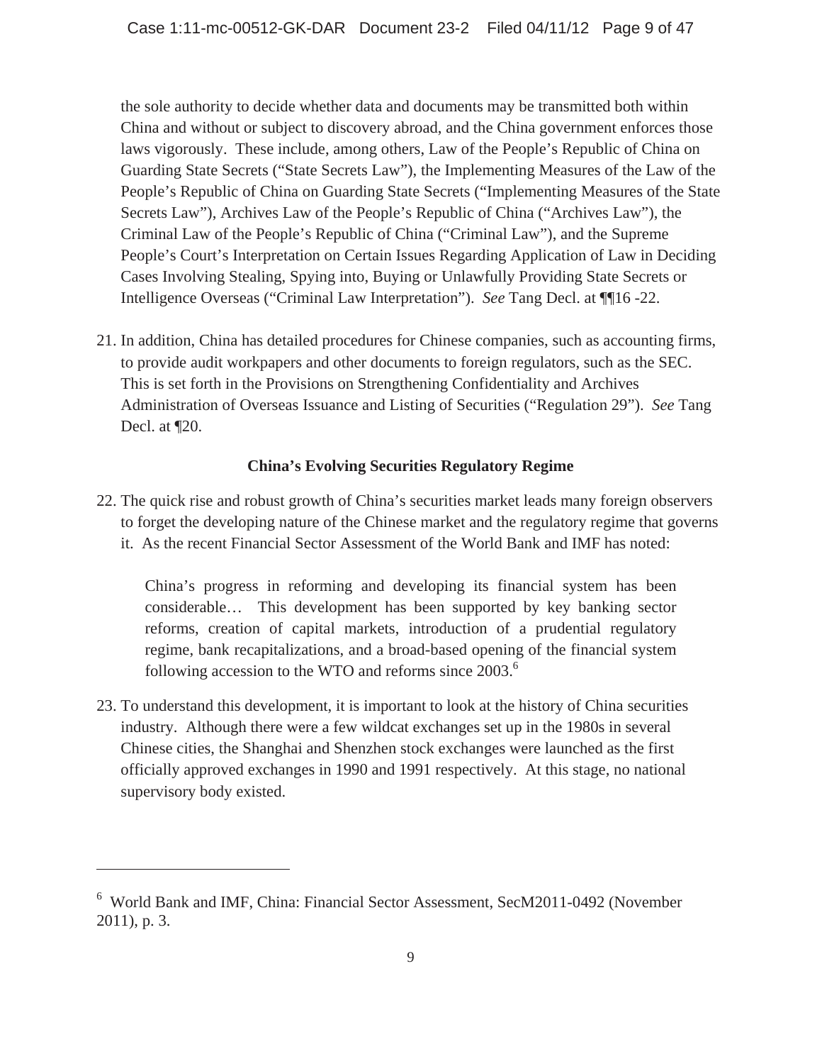the sole authority to decide whether data and documents may be transmitted both within China and without or subject to discovery abroad, and the China government enforces those laws vigorously. These include, among others, Law of the People's Republic of China on Guarding State Secrets ("State Secrets Law"), the Implementing Measures of the Law of the People's Republic of China on Guarding State Secrets ("Implementing Measures of the State Secrets Law"), Archives Law of the People's Republic of China ("Archives Law"), the Criminal Law of the People's Republic of China ("Criminal Law"), and the Supreme People's Court's Interpretation on Certain Issues Regarding Application of Law in Deciding Cases Involving Stealing, Spying into, Buying or Unlawfully Providing State Secrets or Intelligence Overseas ("Criminal Law Interpretation"). *See* Tang Decl. at ¶¶16 -22.

21. In addition, China has detailed procedures for Chinese companies, such as accounting firms, to provide audit workpapers and other documents to foreign regulators, such as the SEC. This is set forth in the Provisions on Strengthening Confidentiality and Archives Administration of Overseas Issuance and Listing of Securities ("Regulation 29"). *See* Tang Decl. at ¶20.

**China's Evolving Securities Regulatory Regime**

22. The quick rise and robust growth of China's securities market leads many foreign observers to forget the developing nature of the Chinese market and the regulatory regime that governs it. As the recent Financial Sector Assessment of the World Bank and IMF has noted:

> China's progress in reforming and developing its financial system has been considerable… This development has been supported by key banking sector reforms, creation of capital markets, introduction of a prudential regulatory regime, bank recapitalizations, and a broad-based opening of the financial system following accession to the WTO and reforms since 2003.[6]

23. To understand this development, it is important to look at the history of China securities industry. Although there were a few wildcat exchanges set up in the 1980s in several Chinese cities, the Shanghai and Shenzhen stock exchanges were launched as the first officially approved exchanges in 1990 and 1991 respectively. At this stage, no national supervisory body existed.

---

[6] World Bank and IMF, China: Financial Sector Assessment, SecM2011-0492 (November 2011), p. 3.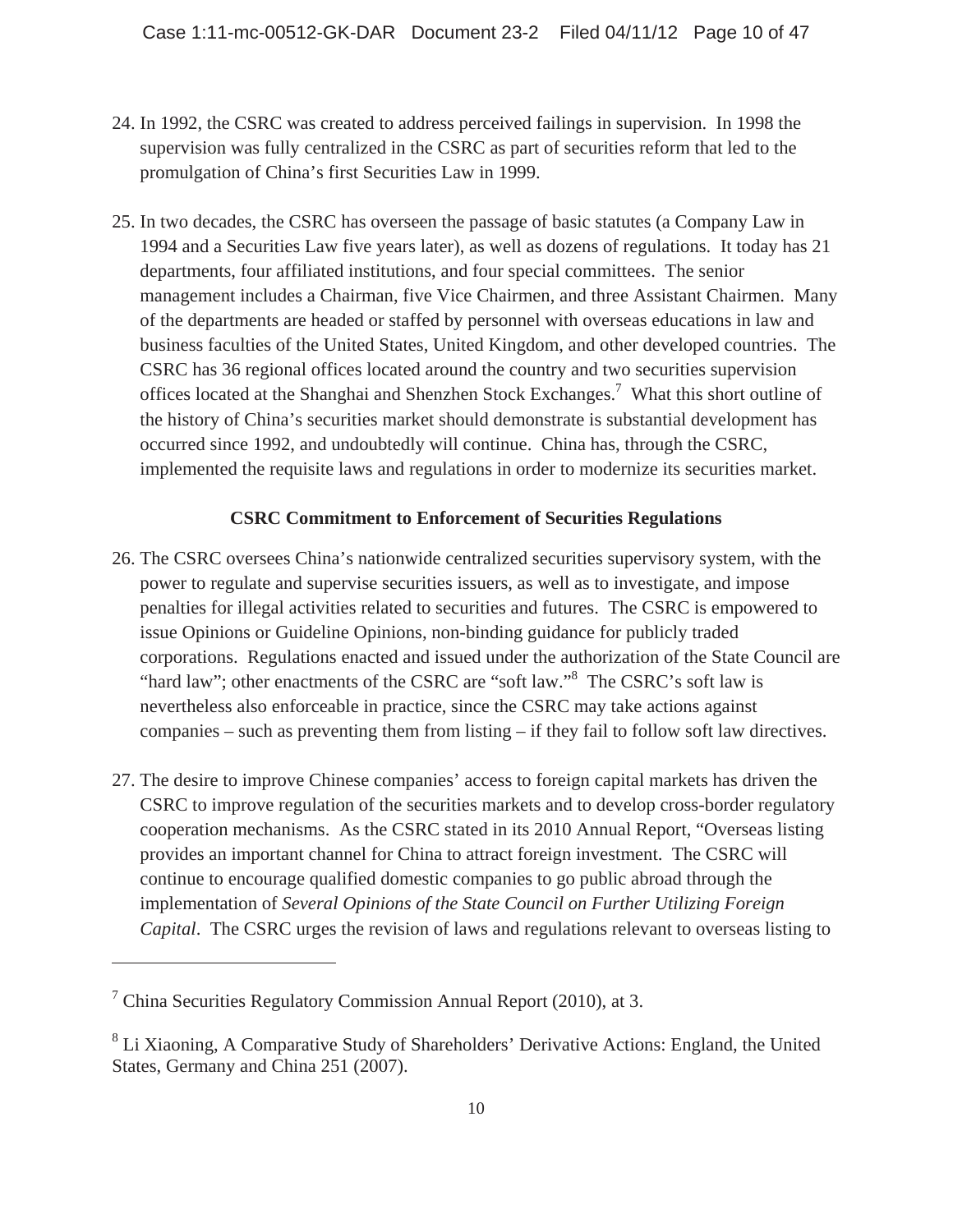24. In 1992, the CSRC was created to address perceived failings in supervision. In 1998 the supervision was fully centralized in the CSRC as part of securities reform that led to the promulgation of China's first Securities Law in 1999.

25. In two decades, the CSRC has overseen the passage of basic statutes (a Company Law in 1994 and a Securities Law five years later), as well as dozens of regulations. It today has 21 departments, four affiliated institutions, and four special committees. The senior management includes a Chairman, five Vice Chairmen, and three Assistant Chairmen. Many of the departments are headed or staffed by personnel with overseas educations in law and business faculties of the United States, United Kingdom, and other developed countries. The CSRC has 36 regional offices located around the country and two securities supervision offices located at the Shanghai and Shenzhen Stock Exchanges.[7] What this short outline of the history of China's securities market should demonstrate is substantial development has occurred since 1992, and undoubtedly will continue. China has, through the CSRC, implemented the requisite laws and regulations in order to modernize its securities market.

**CSRC Commitment to Enforcement of Securities Regulations**

26. The CSRC oversees China's nationwide centralized securities supervisory system, with the power to regulate and supervise securities issuers, as well as to investigate, and impose penalties for illegal activities related to securities and futures. The CSRC is empowered to issue Opinions or Guideline Opinions, non-binding guidance for publicly traded corporations. Regulations enacted and issued under the authorization of the State Council are "hard law"; other enactments of the CSRC are "soft law."[8] The CSRC's soft law is nevertheless also enforceable in practice, since the CSRC may take actions against companies – such as preventing them from listing – if they fail to follow soft law directives.

27. The desire to improve Chinese companies' access to foreign capital markets has driven the CSRC to improve regulation of the securities markets and to develop cross-border regulatory cooperation mechanisms. As the CSRC stated in its 2010 Annual Report, "Overseas listing provides an important channel for China to attract foreign investment. The CSRC will continue to encourage qualified domestic companies to go public abroad through the implementation of *Several Opinions of the State Council on Further Utilizing Foreign Capital*. The CSRC urges the revision of laws and regulations relevant to overseas listing to

---

[7] China Securities Regulatory Commission Annual Report (2010), at 3.

[8] Li Xiaoning, A Comparative Study of Shareholders' Derivative Actions: England, the United States, Germany and China 251 (2007).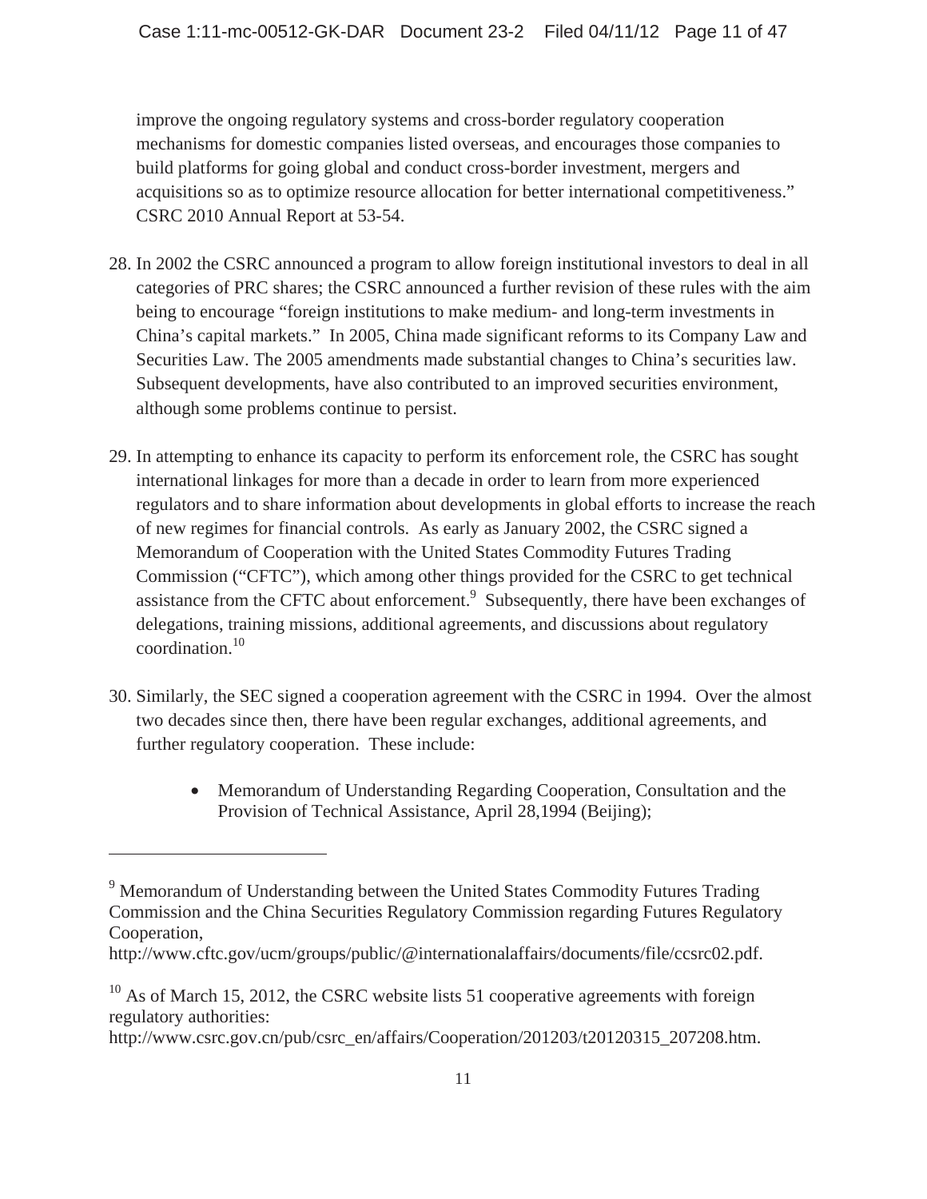improve the ongoing regulatory systems and cross-border regulatory cooperation mechanisms for domestic companies listed overseas, and encourages those companies to build platforms for going global and conduct cross-border investment, mergers and acquisitions so as to optimize resource allocation for better international competitiveness." CSRC 2010 Annual Report at 53-54.

28. In 2002 the CSRC announced a program to allow foreign institutional investors to deal in all categories of PRC shares; the CSRC announced a further revision of these rules with the aim being to encourage "foreign institutions to make medium- and long-term investments in China's capital markets." In 2005, China made significant reforms to its Company Law and Securities Law. The 2005 amendments made substantial changes to China's securities law. Subsequent developments, have also contributed to an improved securities environment, although some problems continue to persist.

29. In attempting to enhance its capacity to perform its enforcement role, the CSRC has sought international linkages for more than a decade in order to learn from more experienced regulators and to share information about developments in global efforts to increase the reach of new regimes for financial controls. As early as January 2002, the CSRC signed a Memorandum of Cooperation with the United States Commodity Futures Trading Commission ("CFTC"), which among other things provided for the CSRC to get technical assistance from the CFTC about enforcement.[9] Subsequently, there have been exchanges of delegations, training missions, additional agreements, and discussions about regulatory coordination.[10]

30. Similarly, the SEC signed a cooperation agreement with the CSRC in 1994. Over the almost two decades since then, there have been regular exchanges, additional agreements, and further regulatory cooperation. These include:

   - Memorandum of Understanding Regarding Cooperation, Consultation and the Provision of Technical Assistance, April 28,1994 (Beijing);

---

[9] Memorandum of Understanding between the United States Commodity Futures Trading Commission and the China Securities Regulatory Commission regarding Futures Regulatory Cooperation, http://www.cftc.gov/ucm/groups/public/@internationalaffairs/documents/file/ccsrc02.pdf.

[10] As of March 15, 2012, the CSRC website lists 51 cooperative agreements with foreign regulatory authorities: http://www.csrc.gov.cn/pub/csrc_en/affairs/Cooperation/201203/t20120315_207208.htm.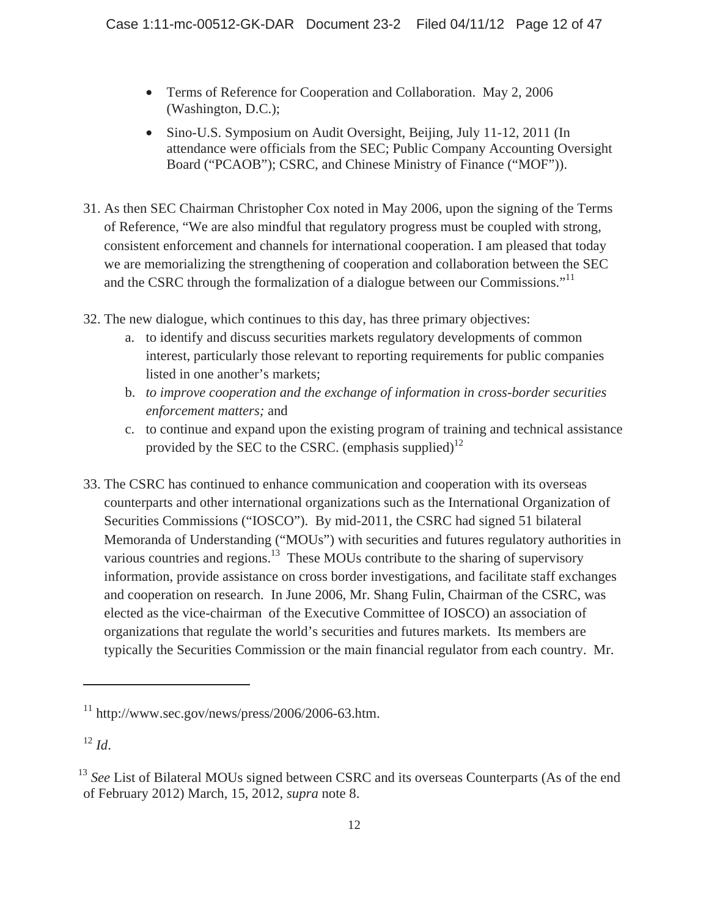- Terms of Reference for Cooperation and Collaboration. May 2, 2006 (Washington, D.C.);
- Sino-U.S. Symposium on Audit Oversight, Beijing, July 11-12, 2011 (In attendance were officials from the SEC; Public Company Accounting Oversight Board ("PCAOB"); CSRC, and Chinese Ministry of Finance ("MOF")).

31. As then SEC Chairman Christopher Cox noted in May 2006, upon the signing of the Terms of Reference, "We are also mindful that regulatory progress must be coupled with strong, consistent enforcement and channels for international cooperation. I am pleased that today we are memorializing the strengthening of cooperation and collaboration between the SEC and the CSRC through the formalization of a dialogue between our Commissions."[11]

32. The new dialogue, which continues to this day, has three primary objectives:
    a. to identify and discuss securities markets regulatory developments of common interest, particularly those relevant to reporting requirements for public companies listed in one another's markets;
    b. *to improve cooperation and the exchange of information in cross-border securities enforcement matters;* and
    c. to continue and expand upon the existing program of training and technical assistance provided by the SEC to the CSRC. (emphasis supplied)[12]

33. The CSRC has continued to enhance communication and cooperation with its overseas counterparts and other international organizations such as the International Organization of Securities Commissions ("IOSCO"). By mid-2011, the CSRC had signed 51 bilateral Memoranda of Understanding ("MOUs") with securities and futures regulatory authorities in various countries and regions.[13] These MOUs contribute to the sharing of supervisory information, provide assistance on cross border investigations, and facilitate staff exchanges and cooperation on research. In June 2006, Mr. Shang Fulin, Chairman of the CSRC, was elected as the vice-chairman of the Executive Committee of IOSCO) an association of organizations that regulate the world's securities and futures markets. Its members are typically the Securities Commission or the main financial regulator from each country. Mr.

---

[11] http://www.sec.gov/news/press/2006/2006-63.htm.

[12] *Id*.

[13] *See* List of Bilateral MOUs signed between CSRC and its overseas Counterparts (As of the end of February 2012) March, 15, 2012, *supra* note 8.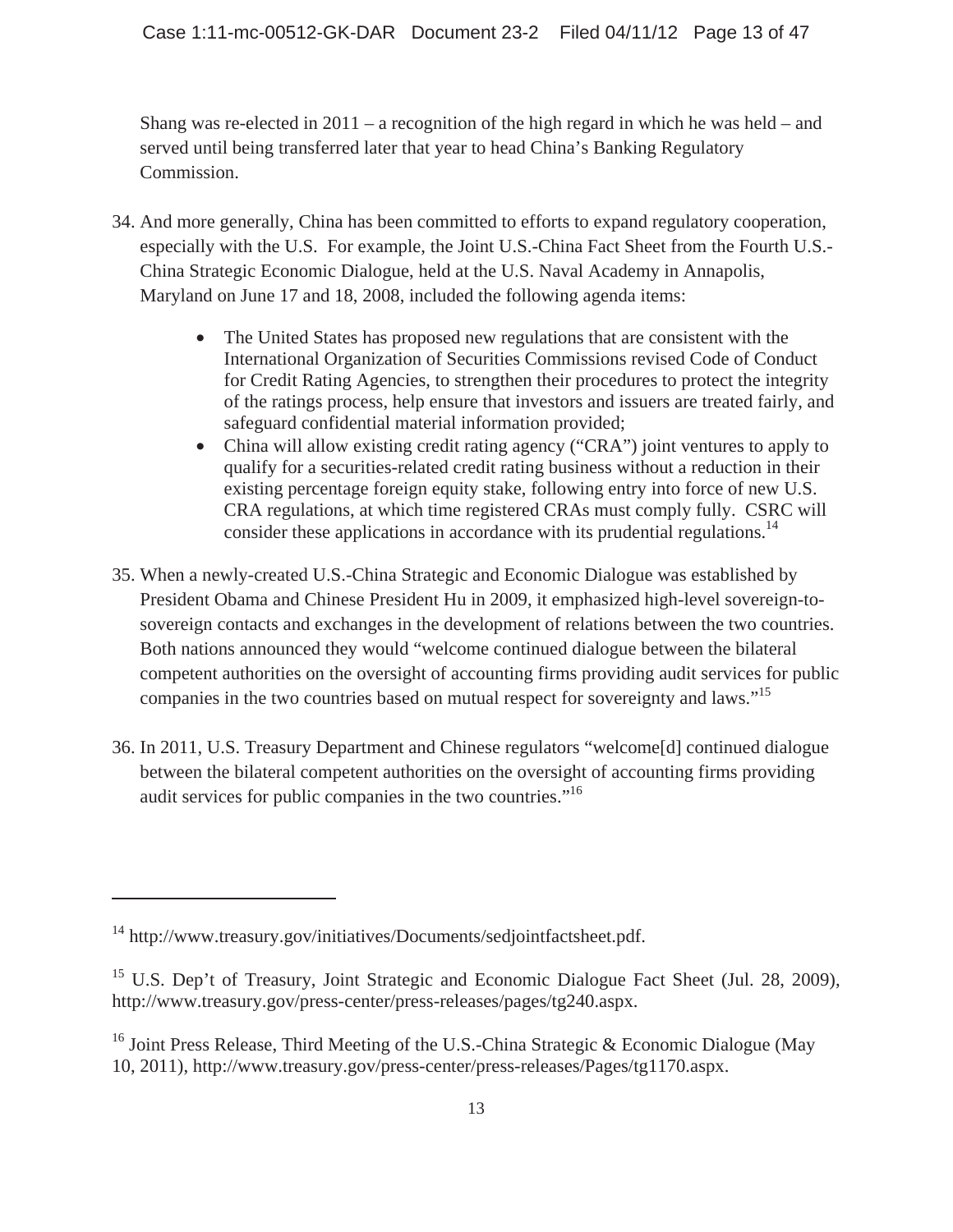Shang was re-elected in 2011 – a recognition of the high regard in which he was held – and served until being transferred later that year to head China's Banking Regulatory Commission.

34. And more generally, China has been committed to efforts to expand regulatory cooperation, especially with the U.S. For example, the Joint U.S.-China Fact Sheet from the Fourth U.S.-China Strategic Economic Dialogue, held at the U.S. Naval Academy in Annapolis, Maryland on June 17 and 18, 2008, included the following agenda items:

    - The United States has proposed new regulations that are consistent with the International Organization of Securities Commissions revised Code of Conduct for Credit Rating Agencies, to strengthen their procedures to protect the integrity of the ratings process, help ensure that investors and issuers are treated fairly, and safeguard confidential material information provided;
    - China will allow existing credit rating agency ("CRA") joint ventures to apply to qualify for a securities-related credit rating business without a reduction in their existing percentage foreign equity stake, following entry into force of new U.S. CRA regulations, at which time registered CRAs must comply fully. CSRC will consider these applications in accordance with its prudential regulations.[14]

35. When a newly-created U.S.-China Strategic and Economic Dialogue was established by President Obama and Chinese President Hu in 2009, it emphasized high-level sovereign-to-sovereign contacts and exchanges in the development of relations between the two countries. Both nations announced they would "welcome continued dialogue between the bilateral competent authorities on the oversight of accounting firms providing audit services for public companies in the two countries based on mutual respect for sovereignty and laws."[15]

36. In 2011, U.S. Treasury Department and Chinese regulators "welcome[d] continued dialogue between the bilateral competent authorities on the oversight of accounting firms providing audit services for public companies in the two countries."[16]

---

[14] http://www.treasury.gov/initiatives/Documents/sedjointfactsheet.pdf.

[15] U.S. Dep't of Treasury, Joint Strategic and Economic Dialogue Fact Sheet (Jul. 28, 2009), http://www.treasury.gov/press-center/press-releases/pages/tg240.aspx.

[16] Joint Press Release, Third Meeting of the U.S.-China Strategic & Economic Dialogue (May 10, 2011), http://www.treasury.gov/press-center/press-releases/Pages/tg1170.aspx.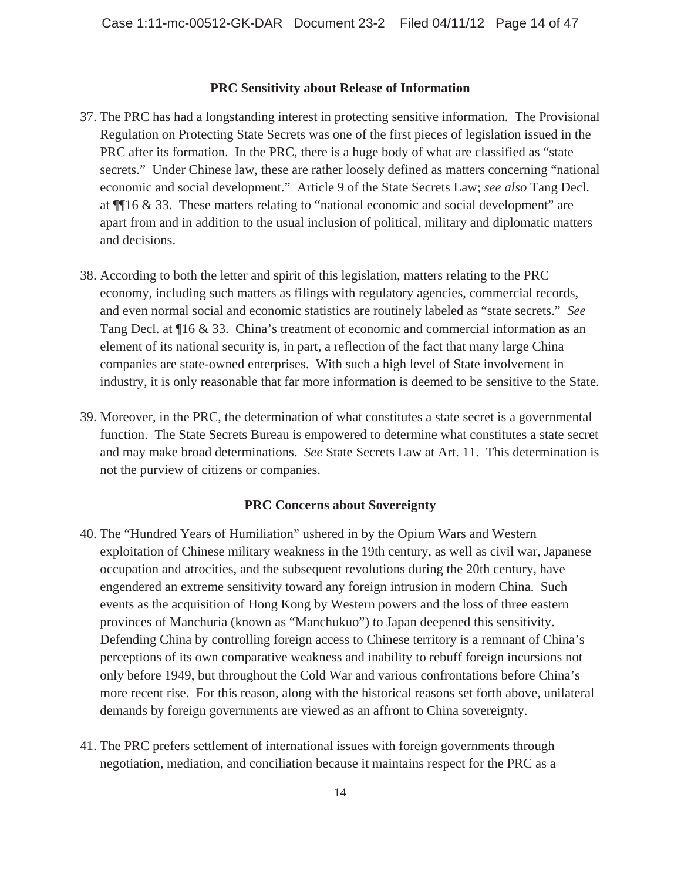**PRC Sensitivity about Release of Information**

37. The PRC has had a longstanding interest in protecting sensitive information. The Provisional Regulation on Protecting State Secrets was one of the first pieces of legislation issued in the PRC after its formation. In the PRC, there is a huge body of what are classified as "state secrets." Under Chinese law, these are rather loosely defined as matters concerning "national economic and social development." Article 9 of the State Secrets Law; *see also* Tang Decl. at ¶¶16 & 33. These matters relating to "national economic and social development" are apart from and in addition to the usual inclusion of political, military and diplomatic matters and decisions.

38. According to both the letter and spirit of this legislation, matters relating to the PRC economy, including such matters as filings with regulatory agencies, commercial records, and even normal social and economic statistics are routinely labeled as "state secrets." *See* Tang Decl. at ¶16 & 33. China's treatment of economic and commercial information as an element of its national security is, in part, a reflection of the fact that many large China companies are state-owned enterprises. With such a high level of State involvement in industry, it is only reasonable that far more information is deemed to be sensitive to the State.

39. Moreover, in the PRC, the determination of what constitutes a state secret is a governmental function. The State Secrets Bureau is empowered to determine what constitutes a state secret and may make broad determinations. *See* State Secrets Law at Art. 11. This determination is not the purview of citizens or companies.

**PRC Concerns about Sovereignty**

40. The "Hundred Years of Humiliation" ushered in by the Opium Wars and Western exploitation of Chinese military weakness in the 19th century, as well as civil war, Japanese occupation and atrocities, and the subsequent revolutions during the 20th century, have engendered an extreme sensitivity toward any foreign intrusion in modern China. Such events as the acquisition of Hong Kong by Western powers and the loss of three eastern provinces of Manchuria (known as "Manchukuo") to Japan deepened this sensitivity. Defending China by controlling foreign access to Chinese territory is a remnant of China's perceptions of its own comparative weakness and inability to rebuff foreign incursions not only before 1949, but throughout the Cold War and various confrontations before China's more recent rise. For this reason, along with the historical reasons set forth above, unilateral demands by foreign governments are viewed as an affront to China sovereignty.

41. The PRC prefers settlement of international issues with foreign governments through negotiation, mediation, and conciliation because it maintains respect for the PRC as a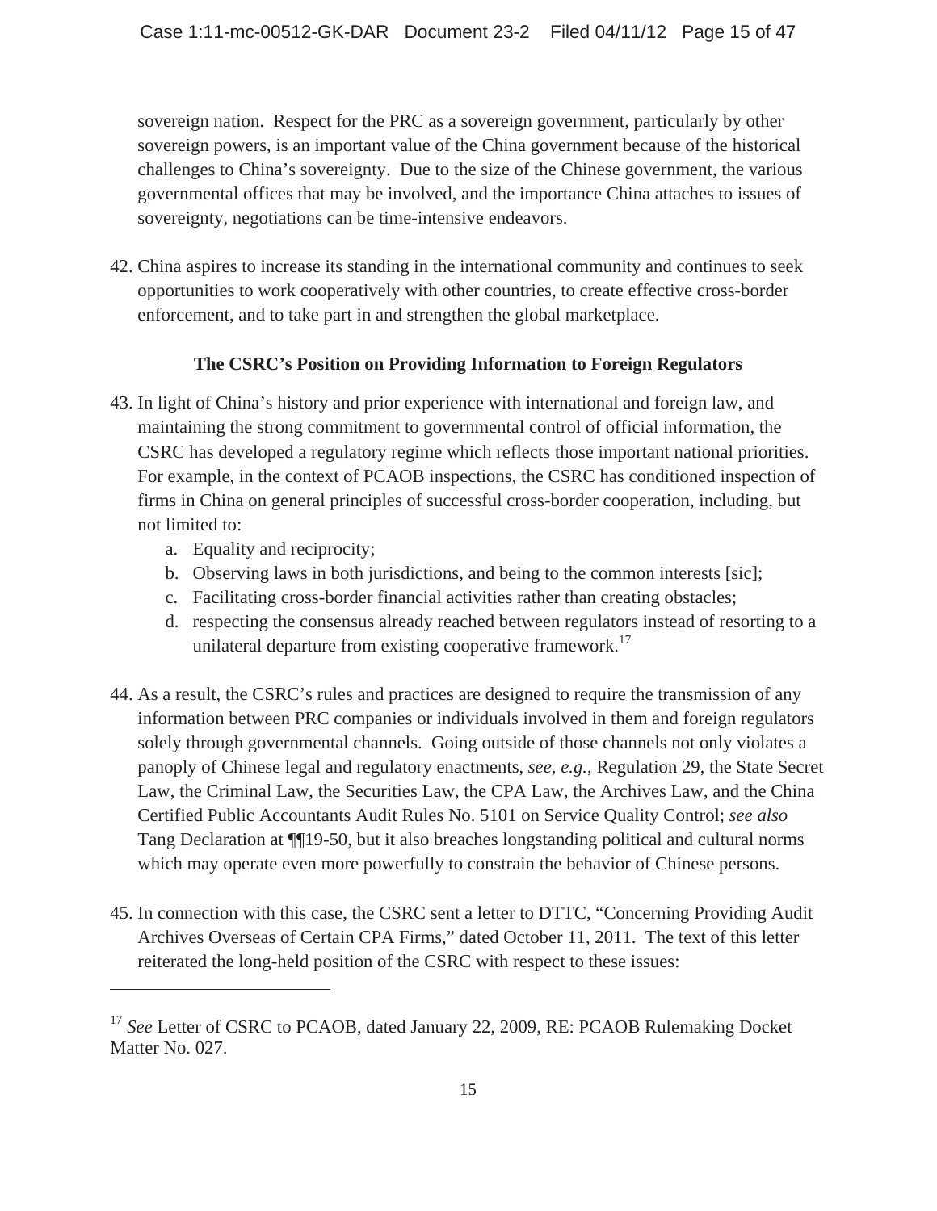sovereign nation. Respect for the PRC as a sovereign government, particularly by other sovereign powers, is an important value of the China government because of the historical challenges to China's sovereignty. Due to the size of the Chinese government, the various governmental offices that may be involved, and the importance China attaches to issues of sovereignty, negotiations can be time-intensive endeavors.

42. China aspires to increase its standing in the international community and continues to seek opportunities to work cooperatively with other countries, to create effective cross-border enforcement, and to take part in and strengthen the global marketplace.

**The CSRC's Position on Providing Information to Foreign Regulators**

43. In light of China's history and prior experience with international and foreign law, and maintaining the strong commitment to governmental control of official information, the CSRC has developed a regulatory regime which reflects those important national priorities. For example, in the context of PCAOB inspections, the CSRC has conditioned inspection of firms in China on general principles of successful cross-border cooperation, including, but not limited to:
    a. Equality and reciprocity;
    b. Observing laws in both jurisdictions, and being to the common interests [sic];
    c. Facilitating cross-border financial activities rather than creating obstacles;
    d. respecting the consensus already reached between regulators instead of resorting to a unilateral departure from existing cooperative framework.[17]

44. As a result, the CSRC's rules and practices are designed to require the transmission of any information between PRC companies or individuals involved in them and foreign regulators solely through governmental channels. Going outside of those channels not only violates a panoply of Chinese legal and regulatory enactments, *see, e.g.*, Regulation 29, the State Secret Law, the Criminal Law, the Securities Law, the CPA Law, the Archives Law, and the China Certified Public Accountants Audit Rules No. 5101 on Service Quality Control; *see also* Tang Declaration at ¶¶19-50, but it also breaches longstanding political and cultural norms which may operate even more powerfully to constrain the behavior of Chinese persons.

45. In connection with this case, the CSRC sent a letter to DTTC, "Concerning Providing Audit Archives Overseas of Certain CPA Firms," dated October 11, 2011. The text of this letter reiterated the long-held position of the CSRC with respect to these issues:

---

[17] *See* Letter of CSRC to PCAOB, dated January 22, 2009, RE: PCAOB Rulemaking Docket Matter No. 027.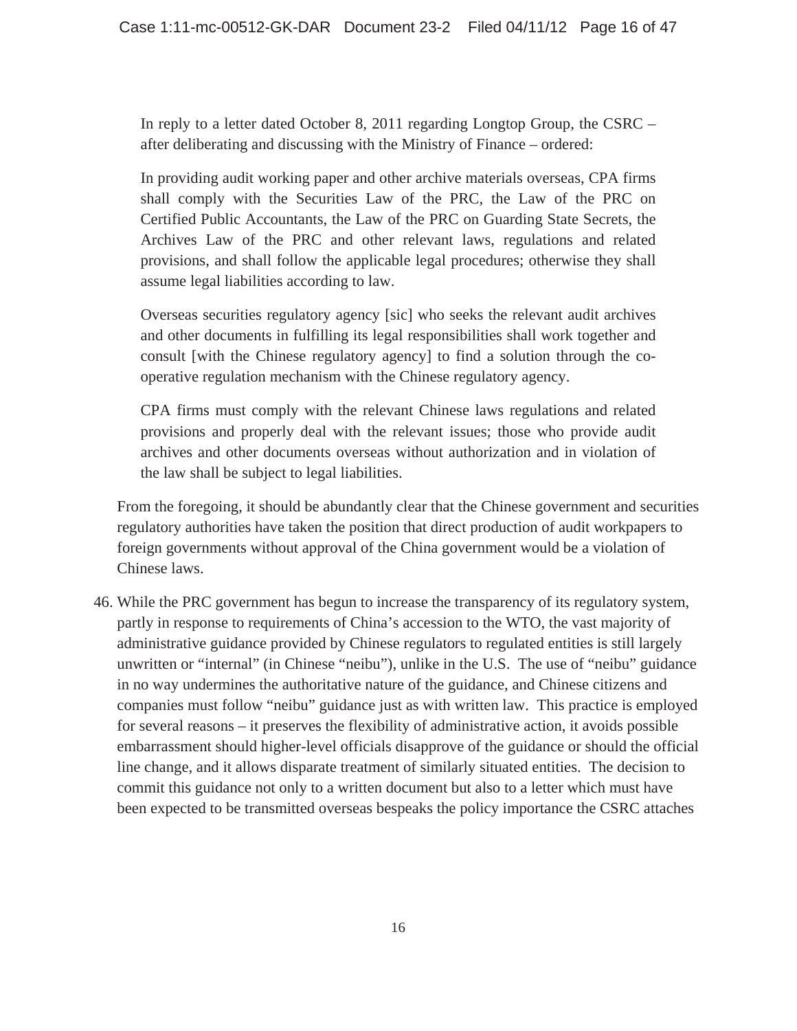In reply to a letter dated October 8, 2011 regarding Longtop Group, the CSRC – after deliberating and discussing with the Ministry of Finance – ordered:

> In providing audit working paper and other archive materials overseas, CPA firms shall comply with the Securities Law of the PRC, the Law of the PRC on Certified Public Accountants, the Law of the PRC on Guarding State Secrets, the Archives Law of the PRC and other relevant laws, regulations and related provisions, and shall follow the applicable legal procedures; otherwise they shall assume legal liabilities according to law.
>
> Overseas securities regulatory agency [sic] who seeks the relevant audit archives and other documents in fulfilling its legal responsibilities shall work together and consult [with the Chinese regulatory agency] to find a solution through the co-operative regulation mechanism with the Chinese regulatory agency.
>
> CPA firms must comply with the relevant Chinese laws regulations and related provisions and properly deal with the relevant issues; those who provide audit archives and other documents overseas without authorization and in violation of the law shall be subject to legal liabilities.

From the foregoing, it should be abundantly clear that the Chinese government and securities regulatory authorities have taken the position that direct production of audit workpapers to foreign governments without approval of the China government would be a violation of Chinese laws.

46. While the PRC government has begun to increase the transparency of its regulatory system, partly in response to requirements of China's accession to the WTO, the vast majority of administrative guidance provided by Chinese regulators to regulated entities is still largely unwritten or "internal" (in Chinese "neibu"), unlike in the U.S. The use of "neibu" guidance in no way undermines the authoritative nature of the guidance, and Chinese citizens and companies must follow "neibu" guidance just as with written law. This practice is employed for several reasons – it preserves the flexibility of administrative action, it avoids possible embarrassment should higher-level officials disapprove of the guidance or should the official line change, and it allows disparate treatment of similarly situated entities. The decision to commit this guidance not only to a written document but also to a letter which must have been expected to be transmitted overseas bespeaks the policy importance the CSRC attaches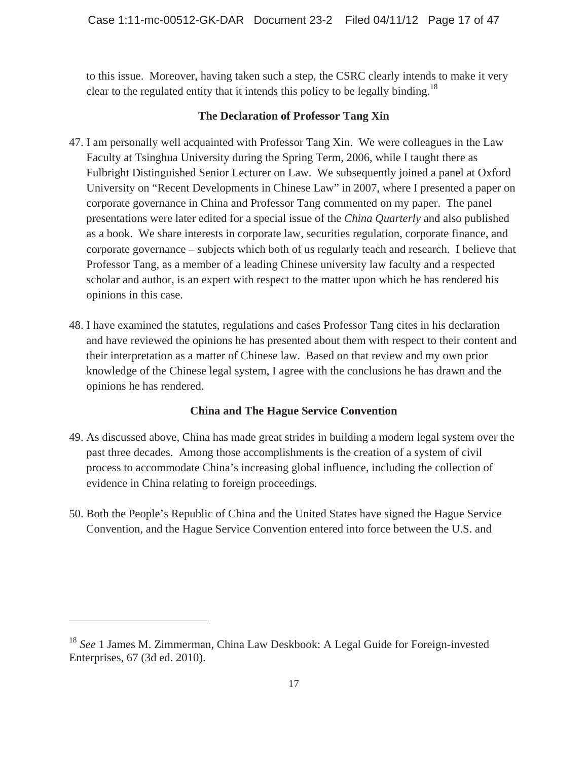to this issue. Moreover, having taken such a step, the CSRC clearly intends to make it very clear to the regulated entity that it intends this policy to be legally binding.[18]

**The Declaration of Professor Tang Xin**

47. I am personally well acquainted with Professor Tang Xin. We were colleagues in the Law Faculty at Tsinghua University during the Spring Term, 2006, while I taught there as Fulbright Distinguished Senior Lecturer on Law. We subsequently joined a panel at Oxford University on "Recent Developments in Chinese Law" in 2007, where I presented a paper on corporate governance in China and Professor Tang commented on my paper. The panel presentations were later edited for a special issue of the *China Quarterly* and also published as a book. We share interests in corporate law, securities regulation, corporate finance, and corporate governance – subjects which both of us regularly teach and research. I believe that Professor Tang, as a member of a leading Chinese university law faculty and a respected scholar and author, is an expert with respect to the matter upon which he has rendered his opinions in this case.

48. I have examined the statutes, regulations and cases Professor Tang cites in his declaration and have reviewed the opinions he has presented about them with respect to their content and their interpretation as a matter of Chinese law. Based on that review and my own prior knowledge of the Chinese legal system, I agree with the conclusions he has drawn and the opinions he has rendered.

**China and The Hague Service Convention**

49. As discussed above, China has made great strides in building a modern legal system over the past three decades. Among those accomplishments is the creation of a system of civil process to accommodate China's increasing global influence, including the collection of evidence in China relating to foreign proceedings.

50. Both the People's Republic of China and the United States have signed the Hague Service Convention, and the Hague Service Convention entered into force between the U.S. and

---

[18] *See* 1 James M. Zimmerman, China Law Deskbook: A Legal Guide for Foreign-invested Enterprises, 67 (3d ed. 2010).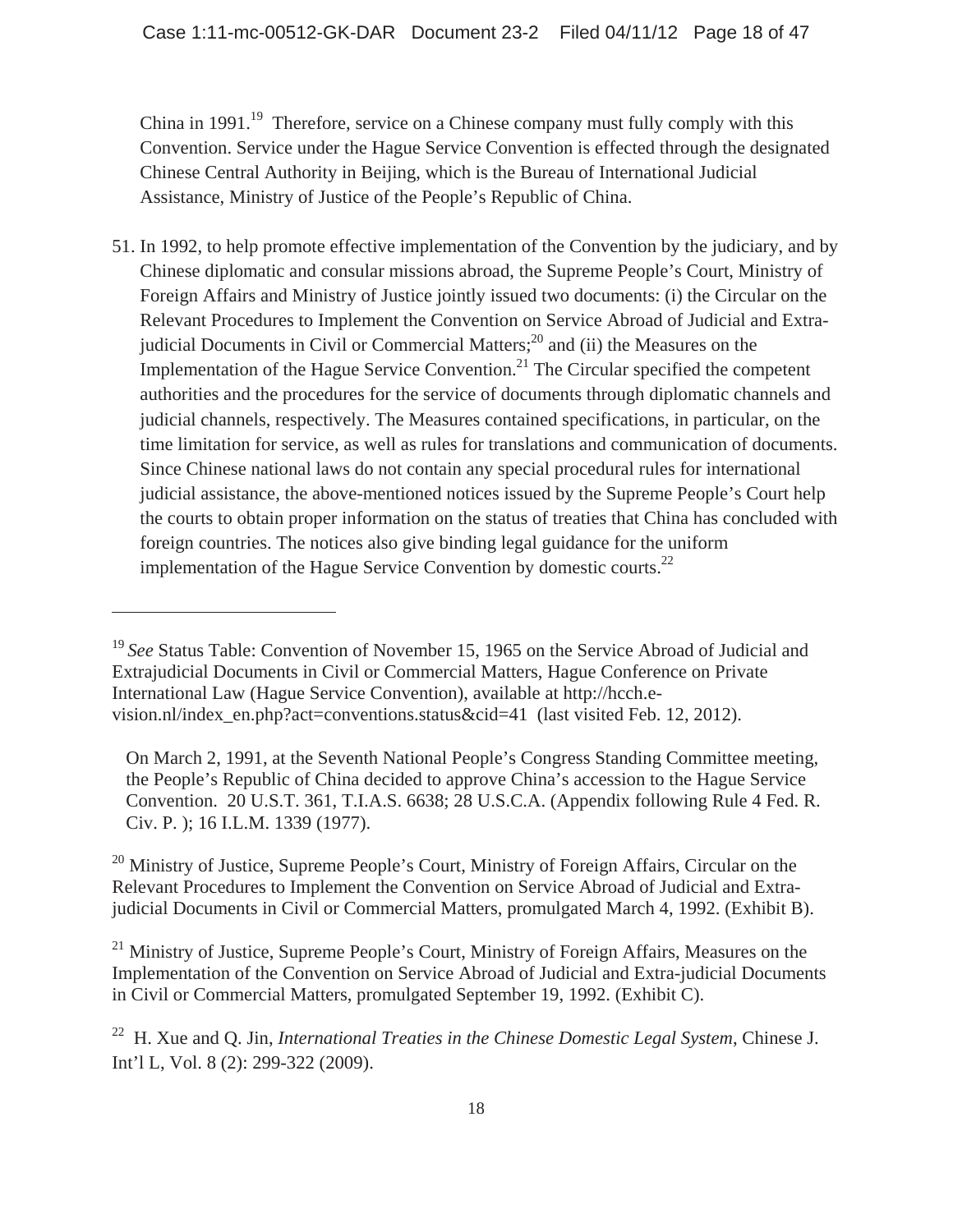China in 1991.[19] Therefore, service on a Chinese company must fully comply with this Convention. Service under the Hague Service Convention is effected through the designated Chinese Central Authority in Beijing, which is the Bureau of International Judicial Assistance, Ministry of Justice of the People's Republic of China.

51. In 1992, to help promote effective implementation of the Convention by the judiciary, and by Chinese diplomatic and consular missions abroad, the Supreme People's Court, Ministry of Foreign Affairs and Ministry of Justice jointly issued two documents: (i) the Circular on the Relevant Procedures to Implement the Convention on Service Abroad of Judicial and Extra-judicial Documents in Civil or Commercial Matters;[20] and (ii) the Measures on the Implementation of the Hague Service Convention.[21] The Circular specified the competent authorities and the procedures for the service of documents through diplomatic channels and judicial channels, respectively. The Measures contained specifications, in particular, on the time limitation for service, as well as rules for translations and communication of documents. Since Chinese national laws do not contain any special procedural rules for international judicial assistance, the above-mentioned notices issued by the Supreme People's Court help the courts to obtain proper information on the status of treaties that China has concluded with foreign countries. The notices also give binding legal guidance for the uniform implementation of the Hague Service Convention by domestic courts.[22]

---

[19] *See* Status Table: Convention of November 15, 1965 on the Service Abroad of Judicial and Extrajudicial Documents in Civil or Commercial Matters, Hague Conference on Private International Law (Hague Service Convention), available at http://hcch.e-vision.nl/index_en.php?act=conventions.status&cid=41 (last visited Feb. 12, 2012).

On March 2, 1991, at the Seventh National People's Congress Standing Committee meeting, the People's Republic of China decided to approve China's accession to the Hague Service Convention. 20 U.S.T. 361, T.I.A.S. 6638; 28 U.S.C.A. (Appendix following Rule 4 Fed. R. Civ. P. ); 16 I.L.M. 1339 (1977).

[20] Ministry of Justice, Supreme People's Court, Ministry of Foreign Affairs, Circular on the Relevant Procedures to Implement the Convention on Service Abroad of Judicial and Extra-judicial Documents in Civil or Commercial Matters, promulgated March 4, 1992. (Exhibit B).

[21] Ministry of Justice, Supreme People's Court, Ministry of Foreign Affairs, Measures on the Implementation of the Convention on Service Abroad of Judicial and Extra-judicial Documents in Civil or Commercial Matters, promulgated September 19, 1992. (Exhibit C).

[22] H. Xue and Q. Jin, *International Treaties in the Chinese Domestic Legal System*, Chinese J. Int'l L, Vol. 8 (2): 299-322 (2009).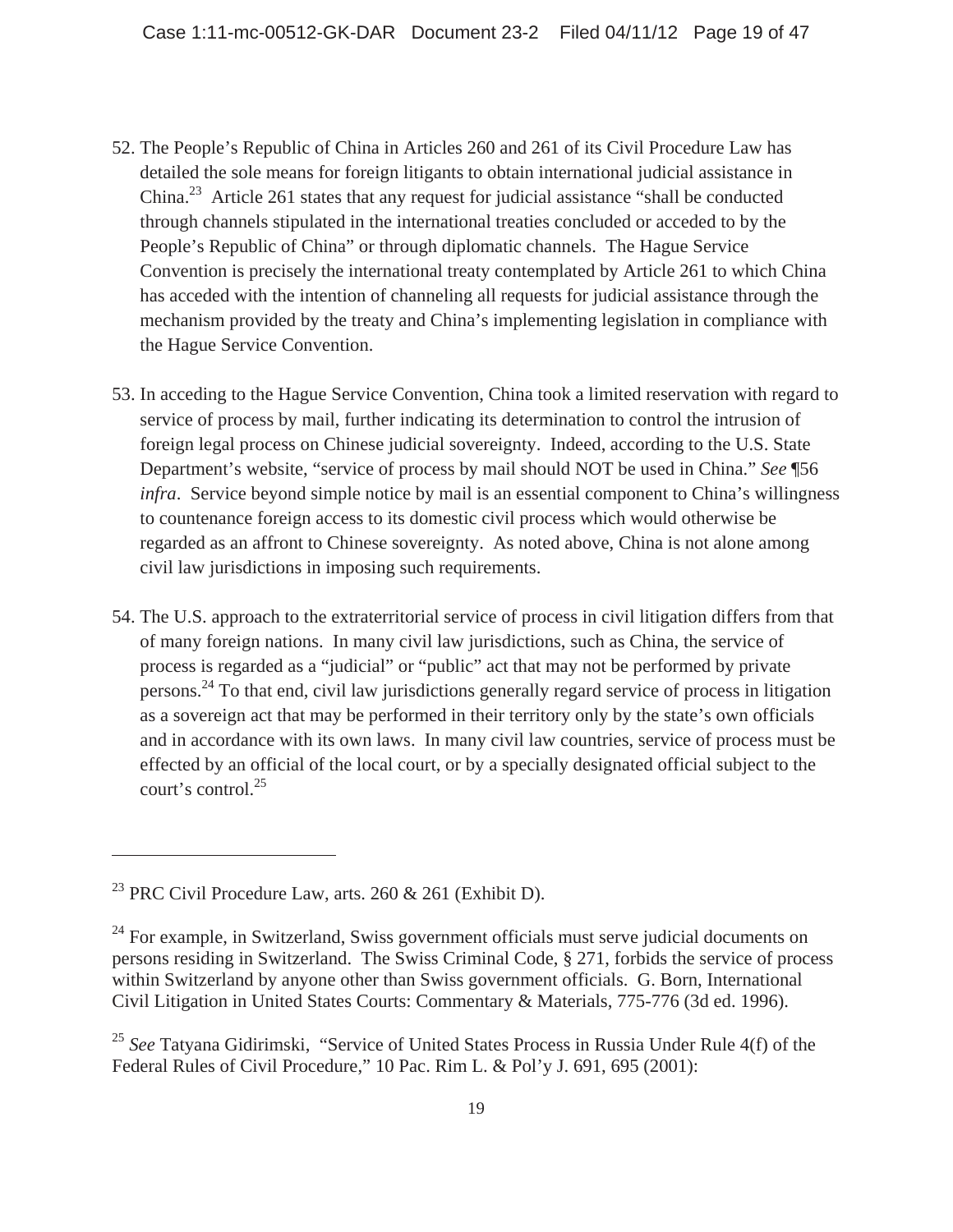52. The People's Republic of China in Articles 260 and 261 of its Civil Procedure Law has detailed the sole means for foreign litigants to obtain international judicial assistance in China.[23] Article 261 states that any request for judicial assistance "shall be conducted through channels stipulated in the international treaties concluded or acceded to by the People's Republic of China" or through diplomatic channels. The Hague Service Convention is precisely the international treaty contemplated by Article 261 to which China has acceded with the intention of channeling all requests for judicial assistance through the mechanism provided by the treaty and China's implementing legislation in compliance with the Hague Service Convention.

53. In acceding to the Hague Service Convention, China took a limited reservation with regard to service of process by mail, further indicating its determination to control the intrusion of foreign legal process on Chinese judicial sovereignty. Indeed, according to the U.S. State Department's website, "service of process by mail should NOT be used in China." *See* ¶56 *infra*. Service beyond simple notice by mail is an essential component to China's willingness to countenance foreign access to its domestic civil process which would otherwise be regarded as an affront to Chinese sovereignty. As noted above, China is not alone among civil law jurisdictions in imposing such requirements.

54. The U.S. approach to the extraterritorial service of process in civil litigation differs from that of many foreign nations. In many civil law jurisdictions, such as China, the service of process is regarded as a "judicial" or "public" act that may not be performed by private persons.[24] To that end, civil law jurisdictions generally regard service of process in litigation as a sovereign act that may be performed in their territory only by the state's own officials and in accordance with its own laws. In many civil law countries, service of process must be effected by an official of the local court, or by a specially designated official subject to the court's control.[25]

---

[23] PRC Civil Procedure Law, arts. 260 & 261 (Exhibit D).

[24] For example, in Switzerland, Swiss government officials must serve judicial documents on persons residing in Switzerland. The Swiss Criminal Code, § 271, forbids the service of process within Switzerland by anyone other than Swiss government officials. G. Born, International Civil Litigation in United States Courts: Commentary & Materials, 775-776 (3d ed. 1996).

[25] *See* Tatyana Gidirimski, "Service of United States Process in Russia Under Rule 4(f) of the Federal Rules of Civil Procedure," 10 Pac. Rim L. & Pol'y J. 691, 695 (2001):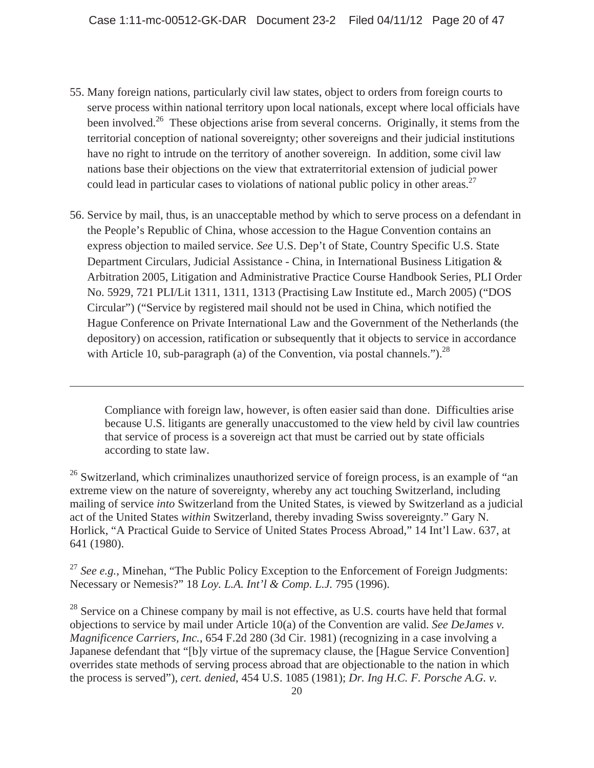55. Many foreign nations, particularly civil law states, object to orders from foreign courts to serve process within national territory upon local nationals, except where local officials have been involved.[26] These objections arise from several concerns. Originally, it stems from the territorial conception of national sovereignty; other sovereigns and their judicial institutions have no right to intrude on the territory of another sovereign. In addition, some civil law nations base their objections on the view that extraterritorial extension of judicial power could lead in particular cases to violations of national public policy in other areas.[27]

56. Service by mail, thus, is an unacceptable method by which to serve process on a defendant in the People's Republic of China, whose accession to the Hague Convention contains an express objection to mailed service. *See* U.S. Dep't of State, Country Specific U.S. State Department Circulars, Judicial Assistance - China, in International Business Litigation & Arbitration 2005, Litigation and Administrative Practice Course Handbook Series, PLI Order No. 5929, 721 PLI/Lit 1311, 1311, 1313 (Practising Law Institute ed., March 2005) ("DOS Circular") ("Service by registered mail should not be used in China, which notified the Hague Conference on Private International Law and the Government of the Netherlands (the depository) on accession, ratification or subsequently that it objects to service in accordance with Article 10, sub-paragraph (a) of the Convention, via postal channels.").[28]

---

> Compliance with foreign law, however, is often easier said than done. Difficulties arise because U.S. litigants are generally unaccustomed to the view held by civil law countries that service of process is a sovereign act that must be carried out by state officials according to state law.

[26] Switzerland, which criminalizes unauthorized service of foreign process, is an example of "an extreme view on the nature of sovereignty, whereby any act touching Switzerland, including mailing of service *into* Switzerland from the United States, is viewed by Switzerland as a judicial act of the United States *within* Switzerland, thereby invading Swiss sovereignty." Gary N. Horlick, "A Practical Guide to Service of United States Process Abroad," 14 Int'l Law. 637, at 641 (1980).

[27] *See e.g.*, Minehan, "The Public Policy Exception to the Enforcement of Foreign Judgments: Necessary or Nemesis?" 18 *Loy. L.A. Int'l & Comp. L.J.* 795 (1996).

[28] Service on a Chinese company by mail is not effective, as U.S. courts have held that formal objections to service by mail under Article 10(a) of the Convention are valid. *See DeJames v. Magnificence Carriers, Inc.*, 654 F.2d 280 (3d Cir. 1981) (recognizing in a case involving a Japanese defendant that "[b]y virtue of the supremacy clause, the [Hague Service Convention] overrides state methods of serving process abroad that are objectionable to the nation in which the process is served"), *cert. denied*, 454 U.S. 1085 (1981); *Dr. Ing H.C. F. Porsche A.G. v.*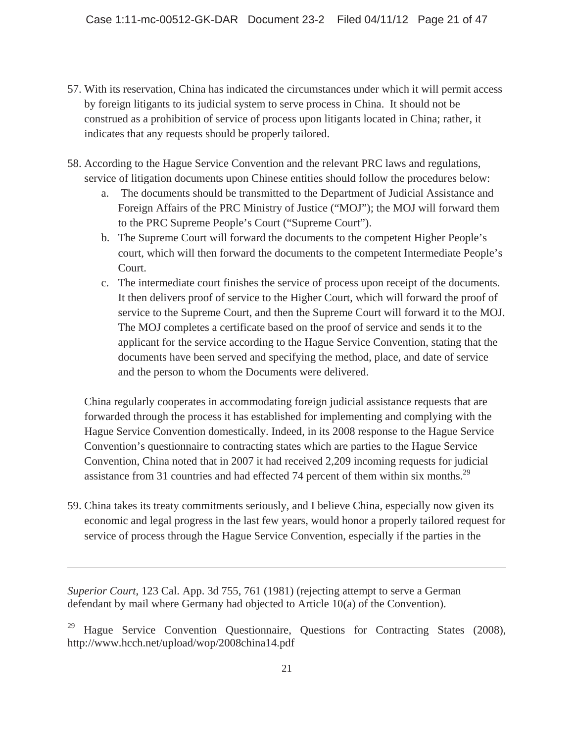57. With its reservation, China has indicated the circumstances under which it will permit access by foreign litigants to its judicial system to serve process in China. It should not be construed as a prohibition of service of process upon litigants located in China; rather, it indicates that any requests should be properly tailored.

58. According to the Hague Service Convention and the relevant PRC laws and regulations, service of litigation documents upon Chinese entities should follow the procedures below:
    a. The documents should be transmitted to the Department of Judicial Assistance and Foreign Affairs of the PRC Ministry of Justice ("MOJ"); the MOJ will forward them to the PRC Supreme People's Court ("Supreme Court").
    b. The Supreme Court will forward the documents to the competent Higher People's court, which will then forward the documents to the competent Intermediate People's Court.
    c. The intermediate court finishes the service of process upon receipt of the documents. It then delivers proof of service to the Higher Court, which will forward the proof of service to the Supreme Court, and then the Supreme Court will forward it to the MOJ. The MOJ completes a certificate based on the proof of service and sends it to the applicant for the service according to the Hague Service Convention, stating that the documents have been served and specifying the method, place, and date of service and the person to whom the Documents were delivered.

    China regularly cooperates in accommodating foreign judicial assistance requests that are forwarded through the process it has established for implementing and complying with the Hague Service Convention domestically. Indeed, in its 2008 response to the Hague Service Convention's questionnaire to contracting states which are parties to the Hague Service Convention, China noted that in 2007 it had received 2,209 incoming requests for judicial assistance from 31 countries and had effected 74 percent of them within six months.[29]

59. China takes its treaty commitments seriously, and I believe China, especially now given its economic and legal progress in the last few years, would honor a properly tailored request for service of process through the Hague Service Convention, especially if the parties in the

---

*Superior Court*, 123 Cal. App. 3d 755, 761 (1981) (rejecting attempt to serve a German defendant by mail where Germany had objected to Article 10(a) of the Convention).

[29] Hague Service Convention Questionnaire, Questions for Contracting States (2008), http://www.hcch.net/upload/wop/2008china14.pdf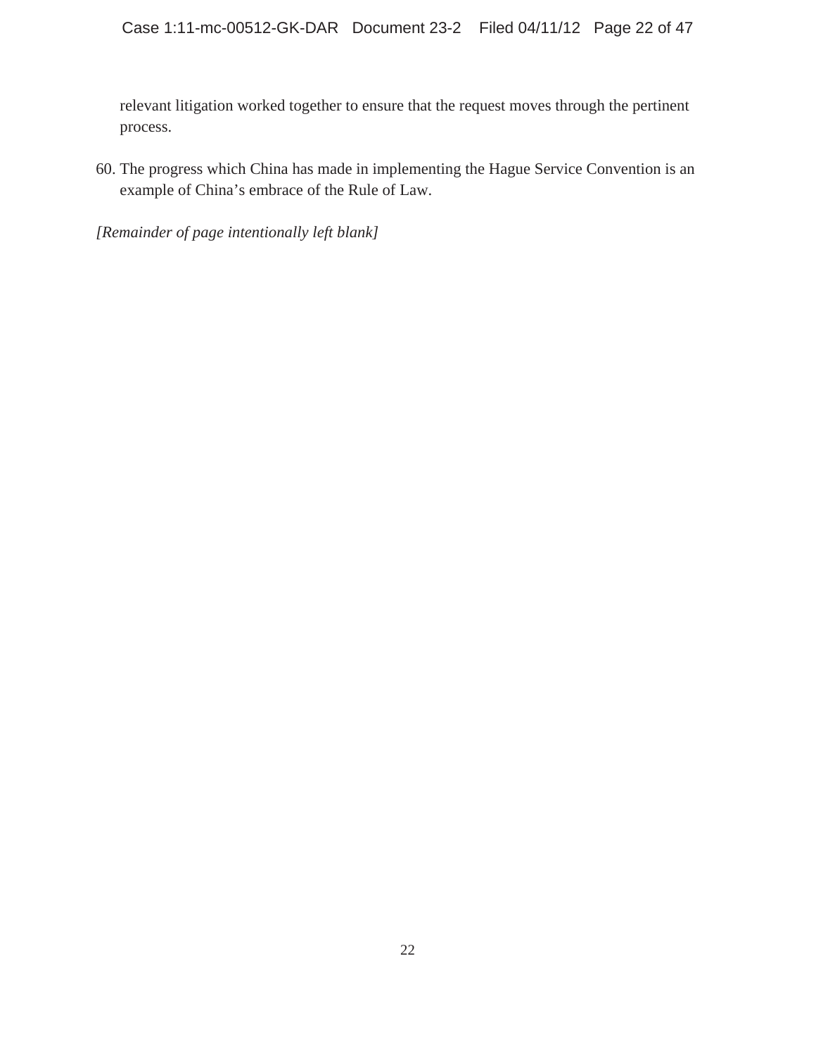relevant litigation worked together to ensure that the request moves through the pertinent process.

60. The progress which China has made in implementing the Hague Service Convention is an example of China's embrace of the Rule of Law.

*[Remainder of page intentionally left blank]*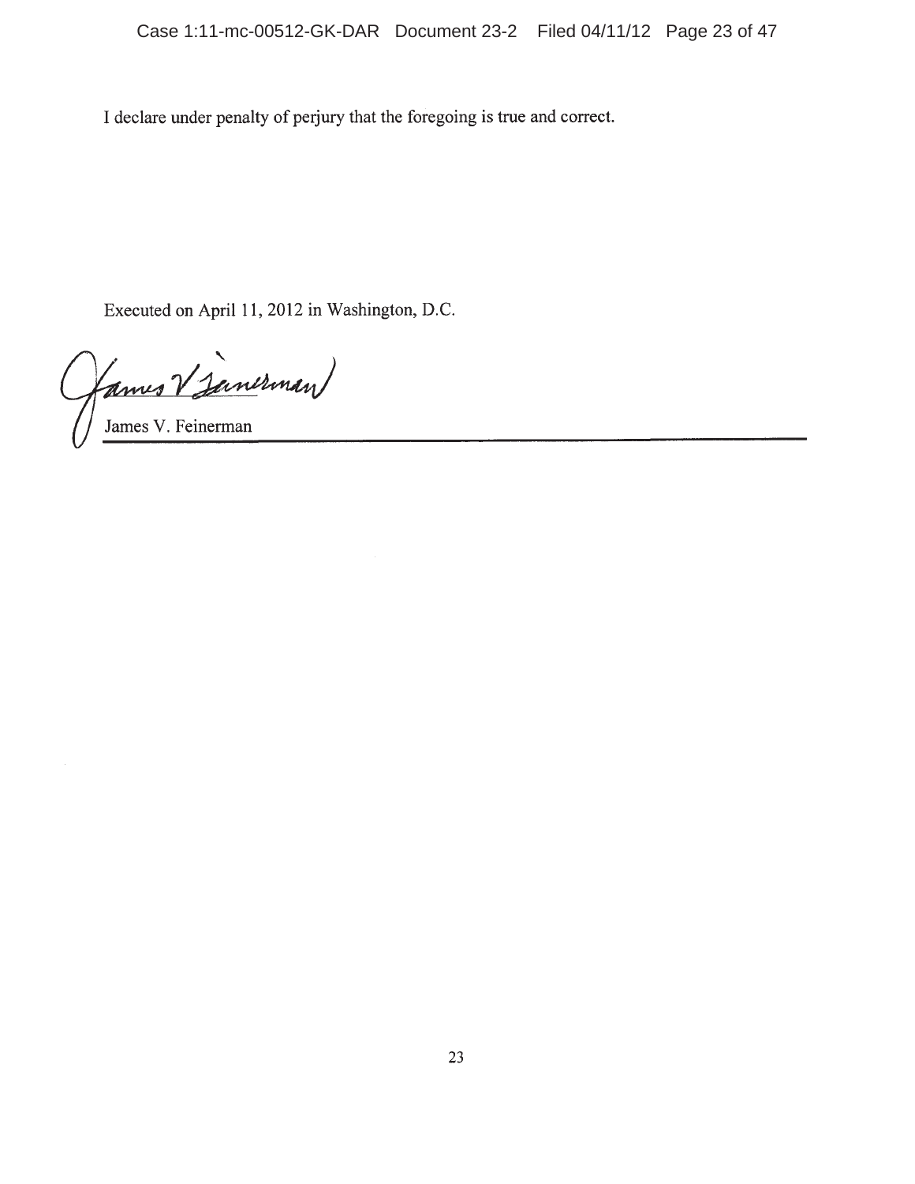I declare under penalty of perjury that the foregoing is true and correct.

Executed on April 11, 2012 in Washington, D.C.

James V. Feinerman

James V. Feinerman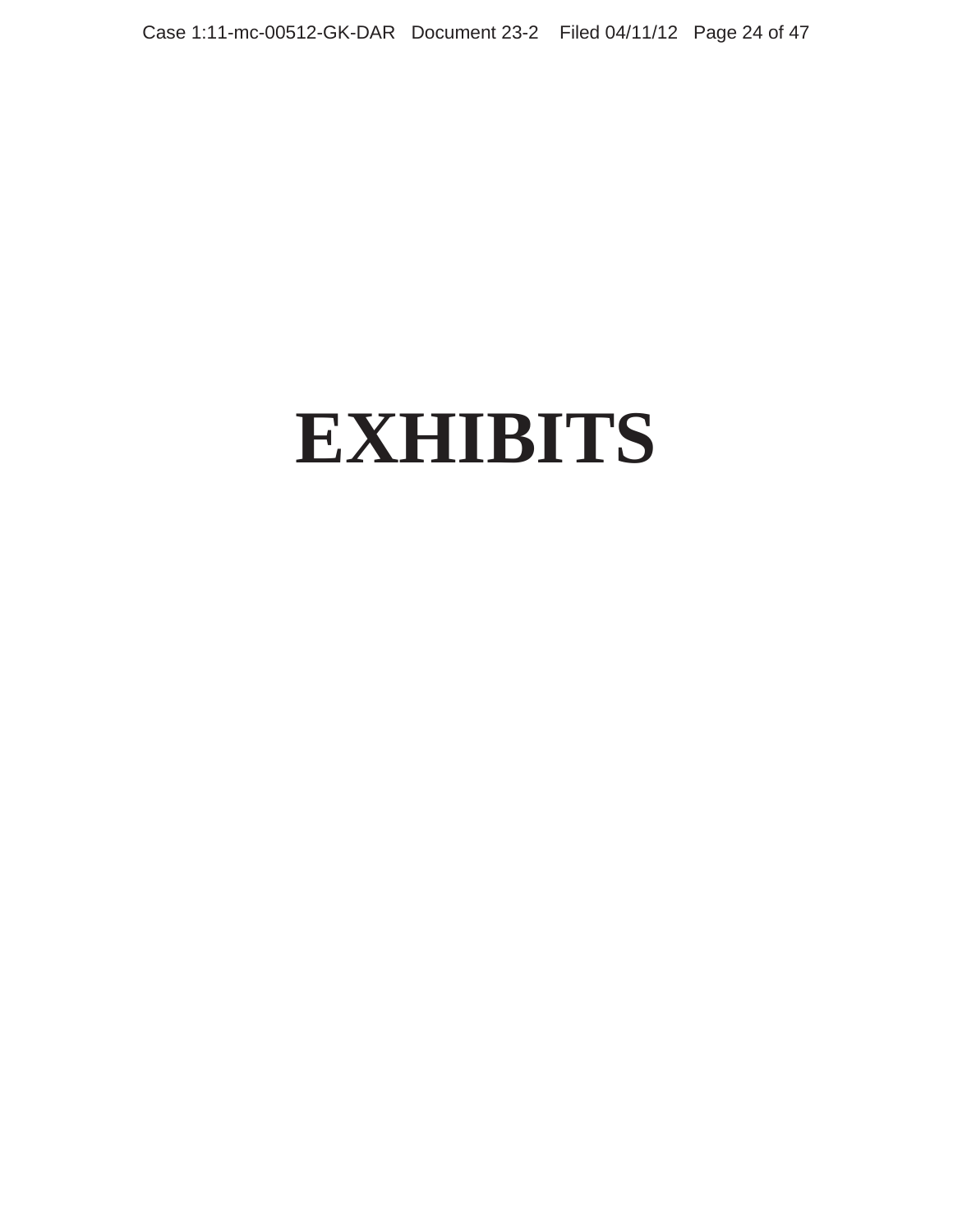# EXHIBITS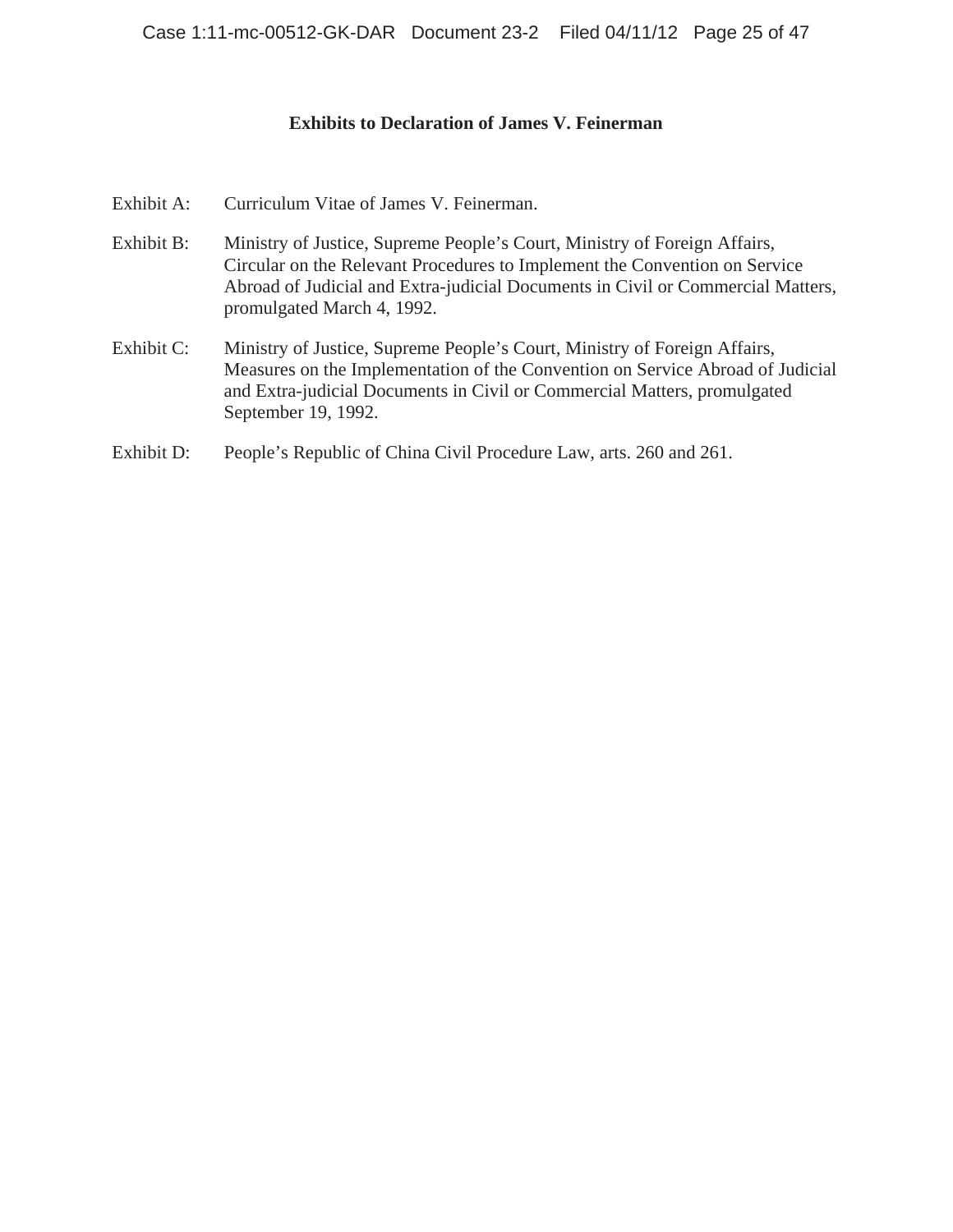**Exhibits to Declaration of James V. Feinerman**

Exhibit A: Curriculum Vitae of James V. Feinerman.

Exhibit B: Ministry of Justice, Supreme People's Court, Ministry of Foreign Affairs, Circular on the Relevant Procedures to Implement the Convention on Service Abroad of Judicial and Extra-judicial Documents in Civil or Commercial Matters, promulgated March 4, 1992.

Exhibit C: Ministry of Justice, Supreme People's Court, Ministry of Foreign Affairs, Measures on the Implementation of the Convention on Service Abroad of Judicial and Extra-judicial Documents in Civil or Commercial Matters, promulgated September 19, 1992.

Exhibit D: People's Republic of China Civil Procedure Law, arts. 260 and 261.